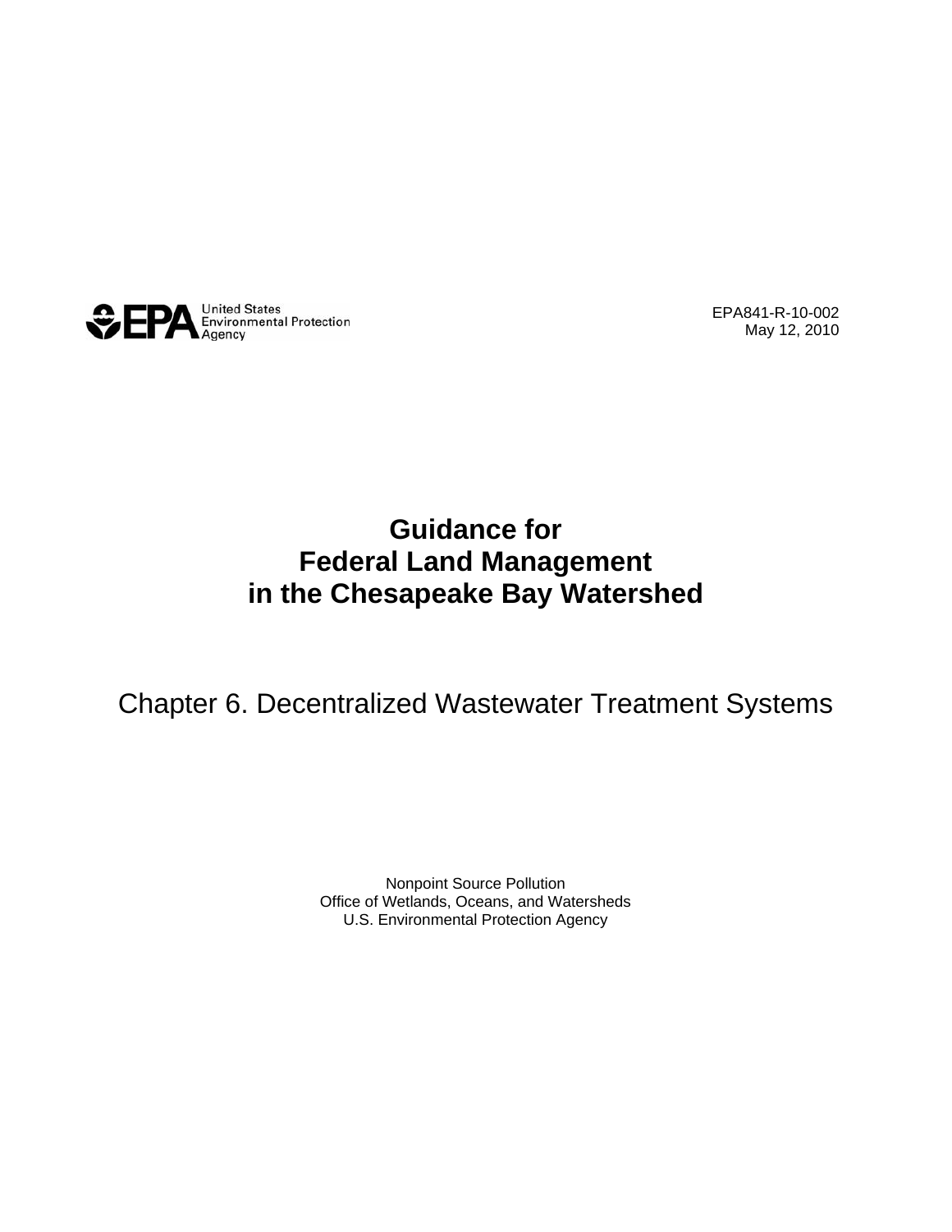United States Environmental Protection Agency

EPA841-R-10-002
May 12, 2010

# Guidance for Federal Land Management in the Chesapeake Bay Watershed

## Chapter 6. Decentralized Wastewater Treatment Systems

Nonpoint Source Pollution
Office of Wetlands, Oceans, and Watersheds
U.S. Environmental Protection Agency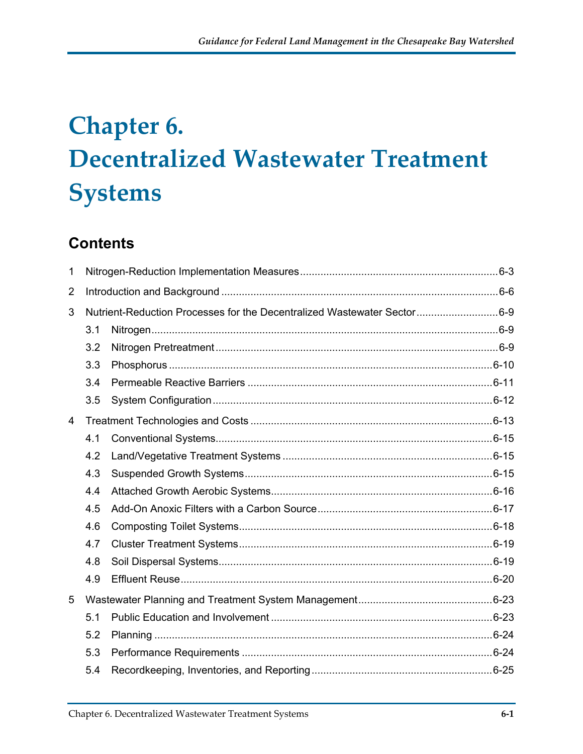# Chapter 6. Decentralized Wastewater Treatment Systems

## Contents

1 Nitrogen-Reduction Implementation Measures ........................................................................6-3

2 Introduction and Background ....................................................................................................6-6

3 Nutrient-Reduction Processes for the Decentralized Wastewater Sector ...............................6-9

- 3.1 Nitrogen ..........................................................................................................................6-9
- 3.2 Nitrogen Pretreatment ....................................................................................................6-9
- 3.3 Phosphorus ....................................................................................................................6-10
- 3.4 Permeable Reactive Barriers .........................................................................................6-11
- 3.5 System Configuration ....................................................................................................6-12

4 Treatment Technologies and Costs .........................................................................................6-13

- 4.1 Conventional Systems....................................................................................................6-15
- 4.2 Land/Vegetative Treatment Systems .............................................................................6-15
- 4.3 Suspended Growth Systems..........................................................................................6-15
- 4.4 Attached Growth Aerobic Systems.................................................................................6-16
- 4.5 Add-On Anoxic Filters with a Carbon Source .................................................................6-17
- 4.6 Composting Toilet Systems............................................................................................6-18
- 4.7 Cluster Treatment Systems............................................................................................6-19
- 4.8 Soil Dispersal Systems...................................................................................................6-19
- 4.9 Effluent Reuse................................................................................................................6-20

5 Wastewater Planning and Treatment System Management....................................................6-23

- 5.1 Public Education and Involvement .................................................................................6-23
- 5.2 Planning .........................................................................................................................6-24
- 5.3 Performance Requirements ...........................................................................................6-24
- 5.4 Recordkeeping, Inventories, and Reporting ...................................................................6-25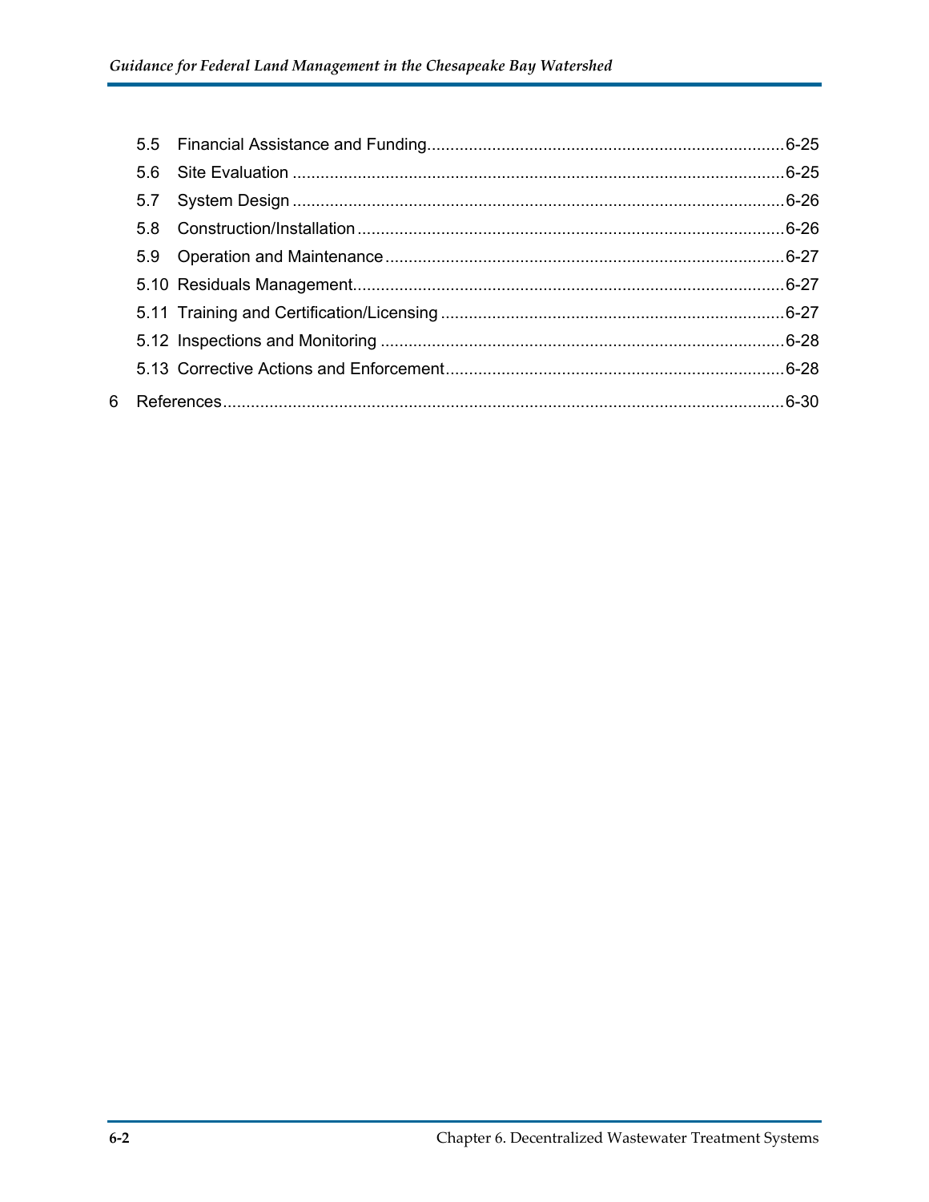5.5 Financial Assistance and Funding ............................................................................ 6-25

5.6 Site Evaluation ......................................................................................................... 6-25

5.7 System Design ......................................................................................................... 6-26

5.8 Construction/Installation ........................................................................................... 6-26

5.9 Operation and Maintenance ..................................................................................... 6-27

5.10 Residuals Management ............................................................................................ 6-27

5.11 Training and Certification/Licensing ......................................................................... 6-27

5.12 Inspections and Monitoring ...................................................................................... 6-28

5.13 Corrective Actions and Enforcement ........................................................................ 6-28

6 References ........................................................................................................................ 6-30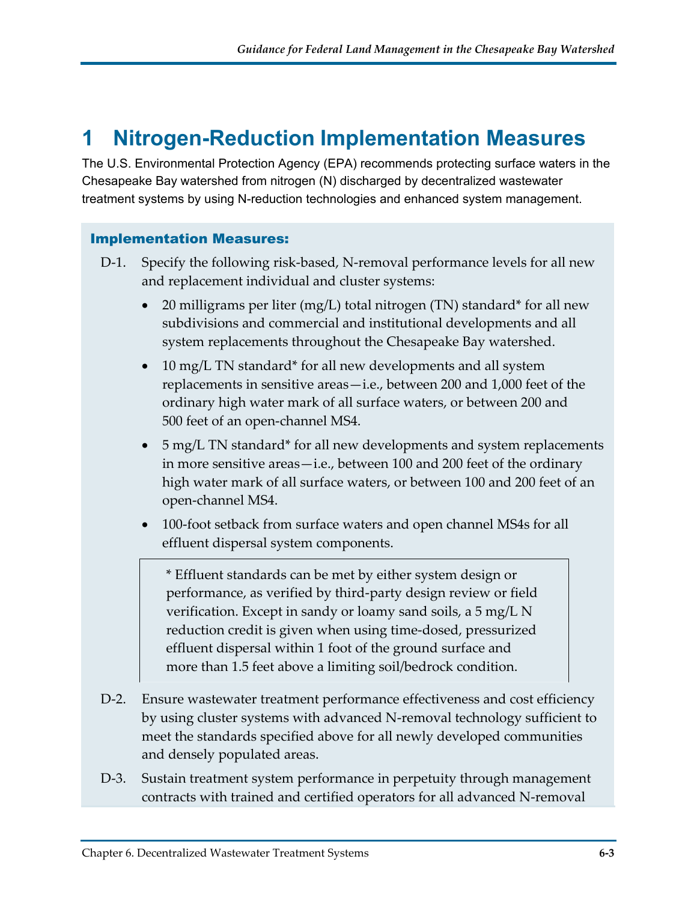# 1 Nitrogen-Reduction Implementation Measures

The U.S. Environmental Protection Agency (EPA) recommends protecting surface waters in the Chesapeake Bay watershed from nitrogen (N) discharged by decentralized wastewater treatment systems by using N-reduction technologies and enhanced system management.

### Implementation Measures:

D-1. Specify the following risk-based, N-removal performance levels for all new and replacement individual and cluster systems:

- 20 milligrams per liter (mg/L) total nitrogen (TN) standard* for all new subdivisions and commercial and institutional developments and all system replacements throughout the Chesapeake Bay watershed.
- 10 mg/L TN standard* for all new developments and all system replacements in sensitive areas—i.e., between 200 and 1,000 feet of the ordinary high water mark of all surface waters, or between 200 and 500 feet of an open-channel MS4.
- 5 mg/L TN standard* for all new developments and system replacements in more sensitive areas—i.e., between 100 and 200 feet of the ordinary high water mark of all surface waters, or between 100 and 200 feet of an open-channel MS4.
- 100-foot setback from surface waters and open channel MS4s for all effluent dispersal system components.

> * Effluent standards can be met by either system design or performance, as verified by third-party design review or field verification. Except in sandy or loamy sand soils, a 5 mg/L N reduction credit is given when using time-dosed, pressurized effluent dispersal within 1 foot of the ground surface and more than 1.5 feet above a limiting soil/bedrock condition.

D-2. Ensure wastewater treatment performance effectiveness and cost efficiency by using cluster systems with advanced N-removal technology sufficient to meet the standards specified above for all newly developed communities and densely populated areas.

D-3. Sustain treatment system performance in perpetuity through management contracts with trained and certified operators for all advanced N-removal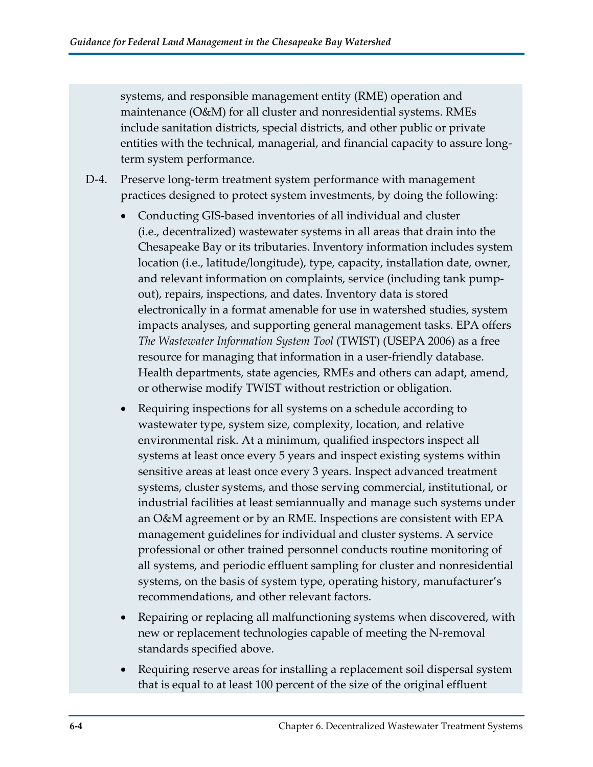systems, and responsible management entity (RME) operation and maintenance (O&M) for all cluster and nonresidential systems. RMEs include sanitation districts, special districts, and other public or private entities with the technical, managerial, and financial capacity to assure long-term system performance.

D-4. Preserve long-term treatment system performance with management practices designed to protect system investments, by doing the following:

- Conducting GIS-based inventories of all individual and cluster (i.e., decentralized) wastewater systems in all areas that drain into the Chesapeake Bay or its tributaries. Inventory information includes system location (i.e., latitude/longitude), type, capacity, installation date, owner, and relevant information on complaints, service (including tank pump-out), repairs, inspections, and dates. Inventory data is stored electronically in a format amenable for use in watershed studies, system impacts analyses, and supporting general management tasks. EPA offers *The Wastewater Information System Tool* (TWIST) (USEPA 2006) as a free resource for managing that information in a user-friendly database. Health departments, state agencies, RMEs and others can adapt, amend, or otherwise modify TWIST without restriction or obligation.
- Requiring inspections for all systems on a schedule according to wastewater type, system size, complexity, location, and relative environmental risk. At a minimum, qualified inspectors inspect all systems at least once every 5 years and inspect existing systems within sensitive areas at least once every 3 years. Inspect advanced treatment systems, cluster systems, and those serving commercial, institutional, or industrial facilities at least semiannually and manage such systems under an O&M agreement or by an RME. Inspections are consistent with EPA management guidelines for individual and cluster systems. A service professional or other trained personnel conducts routine monitoring of all systems, and periodic effluent sampling for cluster and nonresidential systems, on the basis of system type, operating history, manufacturer's recommendations, and other relevant factors.
- Repairing or replacing all malfunctioning systems when discovered, with new or replacement technologies capable of meeting the N-removal standards specified above.
- Requiring reserve areas for installing a replacement soil dispersal system that is equal to at least 100 percent of the size of the original effluent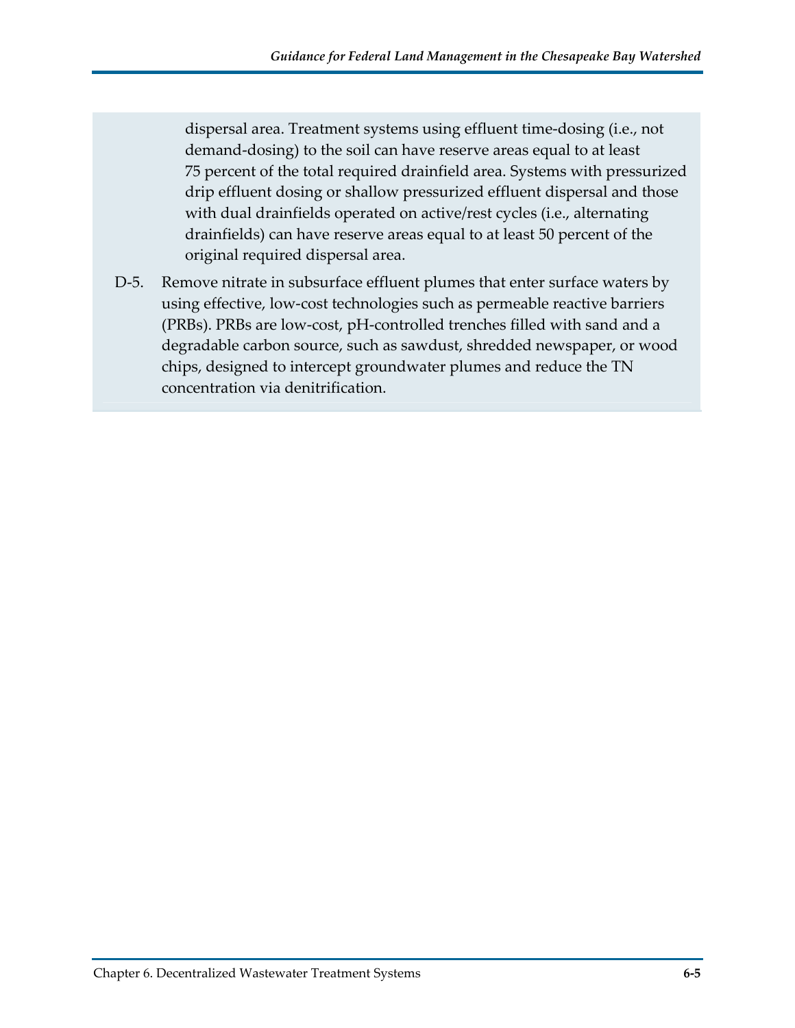dispersal area. Treatment systems using effluent time-dosing (i.e., not demand-dosing) to the soil can have reserve areas equal to at least 75 percent of the total required drainfield area. Systems with pressurized drip effluent dosing or shallow pressurized effluent dispersal and those with dual drainfields operated on active/rest cycles (i.e., alternating drainfields) can have reserve areas equal to at least 50 percent of the original required dispersal area.

D-5. Remove nitrate in subsurface effluent plumes that enter surface waters by using effective, low-cost technologies such as permeable reactive barriers (PRBs). PRBs are low-cost, pH-controlled trenches filled with sand and a degradable carbon source, such as sawdust, shredded newspaper, or wood chips, designed to intercept groundwater plumes and reduce the TN concentration via denitrification.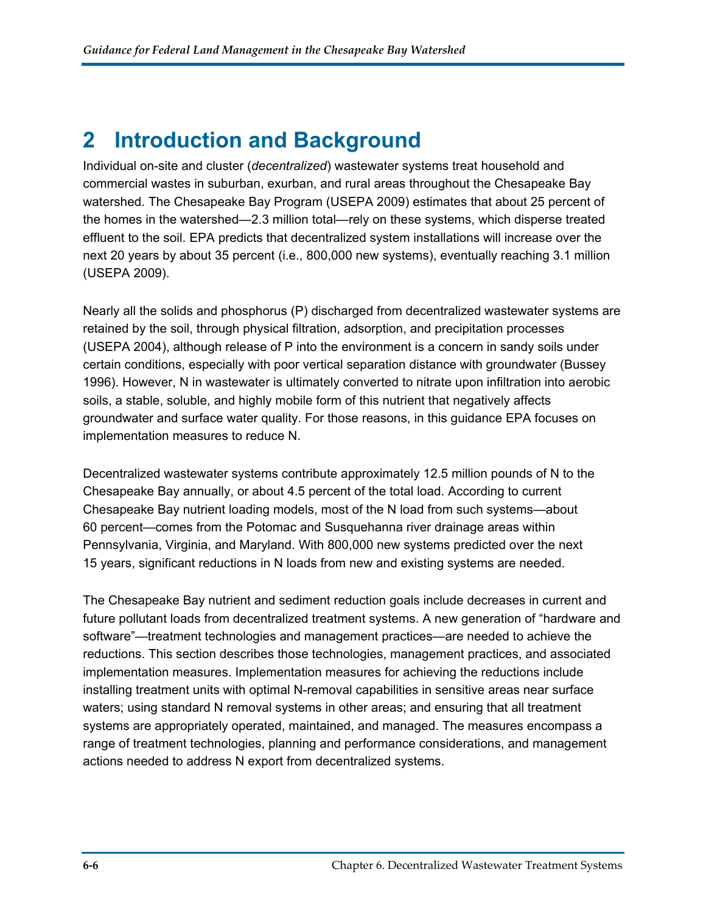# 2 Introduction and Background

Individual on-site and cluster (*decentralized*) wastewater systems treat household and commercial wastes in suburban, exurban, and rural areas throughout the Chesapeake Bay watershed. The Chesapeake Bay Program (USEPA 2009) estimates that about 25 percent of the homes in the watershed—2.3 million total—rely on these systems, which disperse treated effluent to the soil. EPA predicts that decentralized system installations will increase over the next 20 years by about 35 percent (i.e., 800,000 new systems), eventually reaching 3.1 million (USEPA 2009).

Nearly all the solids and phosphorus (P) discharged from decentralized wastewater systems are retained by the soil, through physical filtration, adsorption, and precipitation processes (USEPA 2004), although release of P into the environment is a concern in sandy soils under certain conditions, especially with poor vertical separation distance with groundwater (Bussey 1996). However, N in wastewater is ultimately converted to nitrate upon infiltration into aerobic soils, a stable, soluble, and highly mobile form of this nutrient that negatively affects groundwater and surface water quality. For those reasons, in this guidance EPA focuses on implementation measures to reduce N.

Decentralized wastewater systems contribute approximately 12.5 million pounds of N to the Chesapeake Bay annually, or about 4.5 percent of the total load. According to current Chesapeake Bay nutrient loading models, most of the N load from such systems—about 60 percent—comes from the Potomac and Susquehanna river drainage areas within Pennsylvania, Virginia, and Maryland. With 800,000 new systems predicted over the next 15 years, significant reductions in N loads from new and existing systems are needed.

The Chesapeake Bay nutrient and sediment reduction goals include decreases in current and future pollutant loads from decentralized treatment systems. A new generation of "hardware and software"—treatment technologies and management practices—are needed to achieve the reductions. This section describes those technologies, management practices, and associated implementation measures. Implementation measures for achieving the reductions include installing treatment units with optimal N-removal capabilities in sensitive areas near surface waters; using standard N removal systems in other areas; and ensuring that all treatment systems are appropriately operated, maintained, and managed. The measures encompass a range of treatment technologies, planning and performance considerations, and management actions needed to address N export from decentralized systems.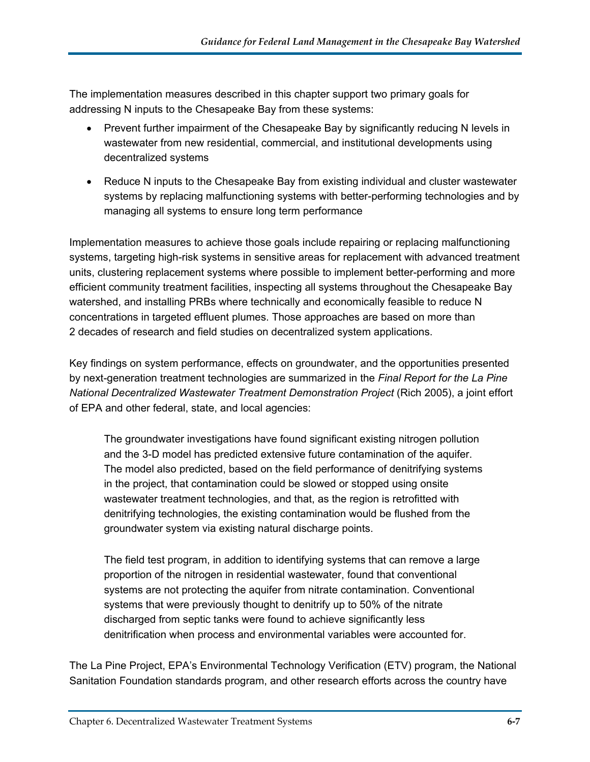The implementation measures described in this chapter support two primary goals for addressing N inputs to the Chesapeake Bay from these systems:

- Prevent further impairment of the Chesapeake Bay by significantly reducing N levels in wastewater from new residential, commercial, and institutional developments using decentralized systems
- Reduce N inputs to the Chesapeake Bay from existing individual and cluster wastewater systems by replacing malfunctioning systems with better-performing technologies and by managing all systems to ensure long term performance

Implementation measures to achieve those goals include repairing or replacing malfunctioning systems, targeting high-risk systems in sensitive areas for replacement with advanced treatment units, clustering replacement systems where possible to implement better-performing and more efficient community treatment facilities, inspecting all systems throughout the Chesapeake Bay watershed, and installing PRBs where technically and economically feasible to reduce N concentrations in targeted effluent plumes. Those approaches are based on more than 2 decades of research and field studies on decentralized system applications.

Key findings on system performance, effects on groundwater, and the opportunities presented by next-generation treatment technologies are summarized in the *Final Report for the La Pine National Decentralized Wastewater Treatment Demonstration Project* (Rich 2005), a joint effort of EPA and other federal, state, and local agencies:

> The groundwater investigations have found significant existing nitrogen pollution and the 3-D model has predicted extensive future contamination of the aquifer. The model also predicted, based on the field performance of denitrifying systems in the project, that contamination could be slowed or stopped using onsite wastewater treatment technologies, and that, as the region is retrofitted with denitrifying technologies, the existing contamination would be flushed from the groundwater system via existing natural discharge points.
>
> The field test program, in addition to identifying systems that can remove a large proportion of the nitrogen in residential wastewater, found that conventional systems are not protecting the aquifer from nitrate contamination. Conventional systems that were previously thought to denitrify up to 50% of the nitrate discharged from septic tanks were found to achieve significantly less denitrification when process and environmental variables were accounted for.

The La Pine Project, EPA's Environmental Technology Verification (ETV) program, the National Sanitation Foundation standards program, and other research efforts across the country have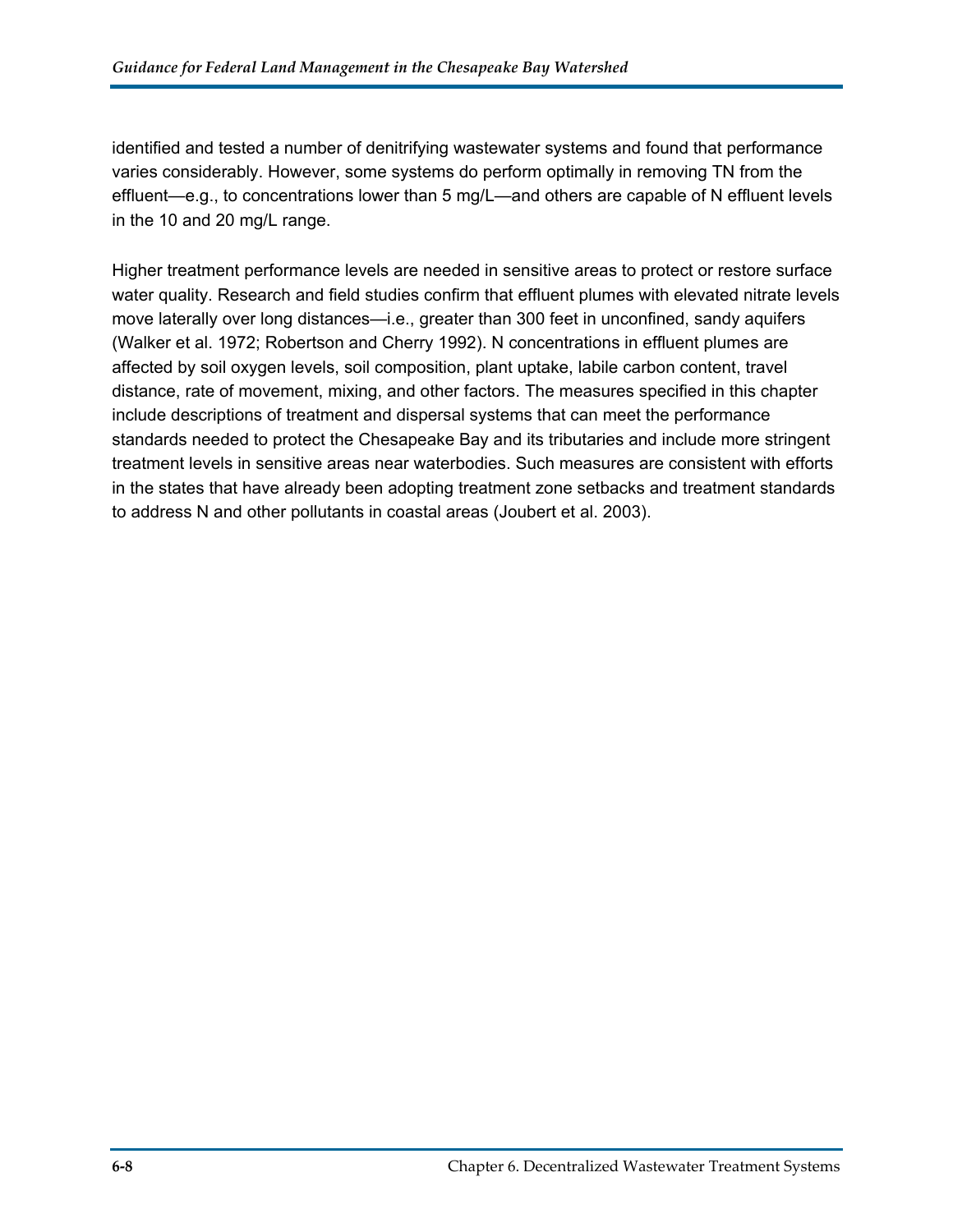identified and tested a number of denitrifying wastewater systems and found that performance varies considerably. However, some systems do perform optimally in removing TN from the effluent—e.g., to concentrations lower than 5 mg/L—and others are capable of N effluent levels in the 10 and 20 mg/L range.

Higher treatment performance levels are needed in sensitive areas to protect or restore surface water quality. Research and field studies confirm that effluent plumes with elevated nitrate levels move laterally over long distances—i.e., greater than 300 feet in unconfined, sandy aquifers (Walker et al. 1972; Robertson and Cherry 1992). N concentrations in effluent plumes are affected by soil oxygen levels, soil composition, plant uptake, labile carbon content, travel distance, rate of movement, mixing, and other factors. The measures specified in this chapter include descriptions of treatment and dispersal systems that can meet the performance standards needed to protect the Chesapeake Bay and its tributaries and include more stringent treatment levels in sensitive areas near waterbodies. Such measures are consistent with efforts in the states that have already been adopting treatment zone setbacks and treatment standards to address N and other pollutants in coastal areas (Joubert et al. 2003).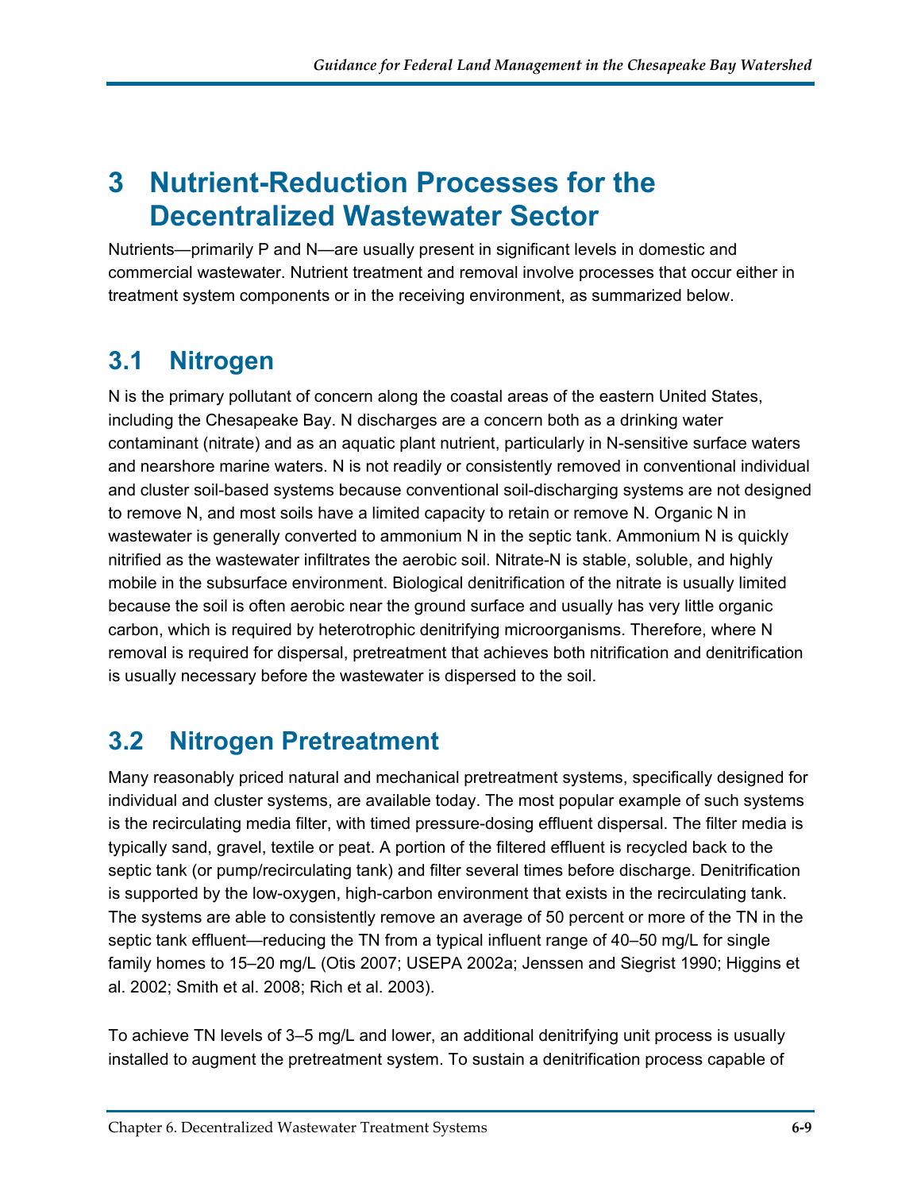# 3 Nutrient-Reduction Processes for the Decentralized Wastewater Sector

Nutrients—primarily P and N—are usually present in significant levels in domestic and commercial wastewater. Nutrient treatment and removal involve processes that occur either in treatment system components or in the receiving environment, as summarized below.

## 3.1 Nitrogen

N is the primary pollutant of concern along the coastal areas of the eastern United States, including the Chesapeake Bay. N discharges are a concern both as a drinking water contaminant (nitrate) and as an aquatic plant nutrient, particularly in N-sensitive surface waters and nearshore marine waters. N is not readily or consistently removed in conventional individual and cluster soil-based systems because conventional soil-discharging systems are not designed to remove N, and most soils have a limited capacity to retain or remove N. Organic N in wastewater is generally converted to ammonium N in the septic tank. Ammonium N is quickly nitrified as the wastewater infiltrates the aerobic soil. Nitrate-N is stable, soluble, and highly mobile in the subsurface environment. Biological denitrification of the nitrate is usually limited because the soil is often aerobic near the ground surface and usually has very little organic carbon, which is required by heterotrophic denitrifying microorganisms. Therefore, where N removal is required for dispersal, pretreatment that achieves both nitrification and denitrification is usually necessary before the wastewater is dispersed to the soil.

## 3.2 Nitrogen Pretreatment

Many reasonably priced natural and mechanical pretreatment systems, specifically designed for individual and cluster systems, are available today. The most popular example of such systems is the recirculating media filter, with timed pressure-dosing effluent dispersal. The filter media is typically sand, gravel, textile or peat. A portion of the filtered effluent is recycled back to the septic tank (or pump/recirculating tank) and filter several times before discharge. Denitrification is supported by the low-oxygen, high-carbon environment that exists in the recirculating tank. The systems are able to consistently remove an average of 50 percent or more of the TN in the septic tank effluent—reducing the TN from a typical influent range of 40–50 mg/L for single family homes to 15–20 mg/L (Otis 2007; USEPA 2002a; Jenssen and Siegrist 1990; Higgins et al. 2002; Smith et al. 2008; Rich et al. 2003).

To achieve TN levels of 3–5 mg/L and lower, an additional denitrifying unit process is usually installed to augment the pretreatment system. To sustain a denitrification process capable of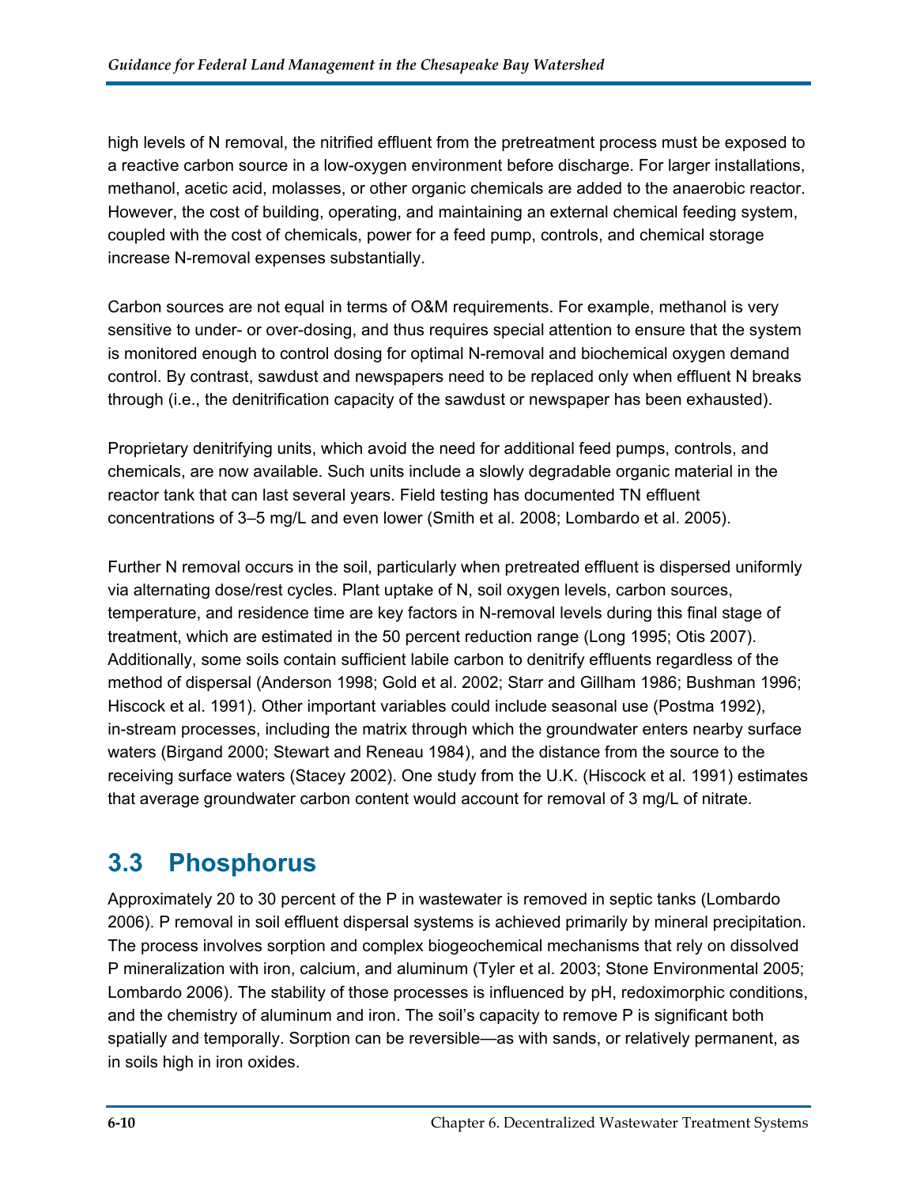high levels of N removal, the nitrified effluent from the pretreatment process must be exposed to a reactive carbon source in a low-oxygen environment before discharge. For larger installations, methanol, acetic acid, molasses, or other organic chemicals are added to the anaerobic reactor. However, the cost of building, operating, and maintaining an external chemical feeding system, coupled with the cost of chemicals, power for a feed pump, controls, and chemical storage increase N-removal expenses substantially.

Carbon sources are not equal in terms of O&M requirements. For example, methanol is very sensitive to under- or over-dosing, and thus requires special attention to ensure that the system is monitored enough to control dosing for optimal N-removal and biochemical oxygen demand control. By contrast, sawdust and newspapers need to be replaced only when effluent N breaks through (i.e., the denitrification capacity of the sawdust or newspaper has been exhausted).

Proprietary denitrifying units, which avoid the need for additional feed pumps, controls, and chemicals, are now available. Such units include a slowly degradable organic material in the reactor tank that can last several years. Field testing has documented TN effluent concentrations of 3–5 mg/L and even lower (Smith et al. 2008; Lombardo et al. 2005).

Further N removal occurs in the soil, particularly when pretreated effluent is dispersed uniformly via alternating dose/rest cycles. Plant uptake of N, soil oxygen levels, carbon sources, temperature, and residence time are key factors in N-removal levels during this final stage of treatment, which are estimated in the 50 percent reduction range (Long 1995; Otis 2007). Additionally, some soils contain sufficient labile carbon to denitrify effluents regardless of the method of dispersal (Anderson 1998; Gold et al. 2002; Starr and Gillham 1986; Bushman 1996; Hiscock et al. 1991). Other important variables could include seasonal use (Postma 1992), in-stream processes, including the matrix through which the groundwater enters nearby surface waters (Birgand 2000; Stewart and Reneau 1984), and the distance from the source to the receiving surface waters (Stacey 2002). One study from the U.K. (Hiscock et al. 1991) estimates that average groundwater carbon content would account for removal of 3 mg/L of nitrate.

## 3.3 Phosphorus

Approximately 20 to 30 percent of the P in wastewater is removed in septic tanks (Lombardo 2006). P removal in soil effluent dispersal systems is achieved primarily by mineral precipitation. The process involves sorption and complex biogeochemical mechanisms that rely on dissolved P mineralization with iron, calcium, and aluminum (Tyler et al. 2003; Stone Environmental 2005; Lombardo 2006). The stability of those processes is influenced by pH, redoximorphic conditions, and the chemistry of aluminum and iron. The soil's capacity to remove P is significant both spatially and temporally. Sorption can be reversible—as with sands, or relatively permanent, as in soils high in iron oxides.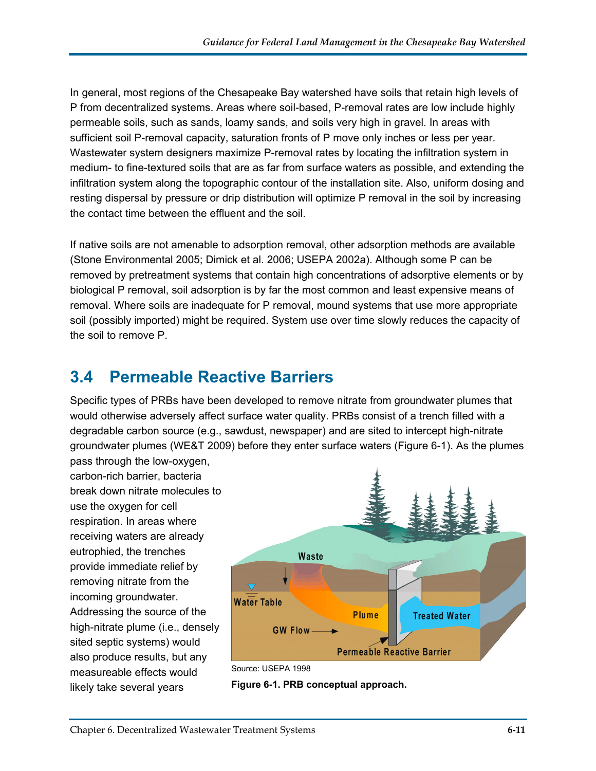In general, most regions of the Chesapeake Bay watershed have soils that retain high levels of P from decentralized systems. Areas where soil-based, P-removal rates are low include highly permeable soils, such as sands, loamy sands, and soils very high in gravel. In areas with sufficient soil P-removal capacity, saturation fronts of P move only inches or less per year. Wastewater system designers maximize P-removal rates by locating the infiltration system in medium- to fine-textured soils that are as far from surface waters as possible, and extending the infiltration system along the topographic contour of the installation site. Also, uniform dosing and resting dispersal by pressure or drip distribution will optimize P removal in the soil by increasing the contact time between the effluent and the soil.

If native soils are not amenable to adsorption removal, other adsorption methods are available (Stone Environmental 2005; Dimick et al. 2006; USEPA 2002a). Although some P can be removed by pretreatment systems that contain high concentrations of adsorptive elements or by biological P removal, soil adsorption is by far the most common and least expensive means of removal. Where soils are inadequate for P removal, mound systems that use more appropriate soil (possibly imported) might be required. System use over time slowly reduces the capacity of the soil to remove P.

## 3.4 Permeable Reactive Barriers

Specific types of PRBs have been developed to remove nitrate from groundwater plumes that would otherwise adversely affect surface water quality. PRBs consist of a trench filled with a degradable carbon source (e.g., sawdust, newspaper) and are sited to intercept high-nitrate groundwater plumes (WE&T 2009) before they enter surface waters (Figure 6-1). As the plumes pass through the low-oxygen, carbon-rich barrier, bacteria break down nitrate molecules to use the oxygen for cell respiration. In areas where receiving waters are already eutrophied, the trenches provide immediate relief by removing nitrate from the incoming groundwater. Addressing the source of the high-nitrate plume (i.e., densely sited septic systems) would also produce results, but any measureable effects would likely take several years

Waste

Water Table

GW Flow

Plume

Treated Water

Permeable Reactive Barrier

Source: USEPA 1998

**Figure 6-1. PRB conceptual approach.**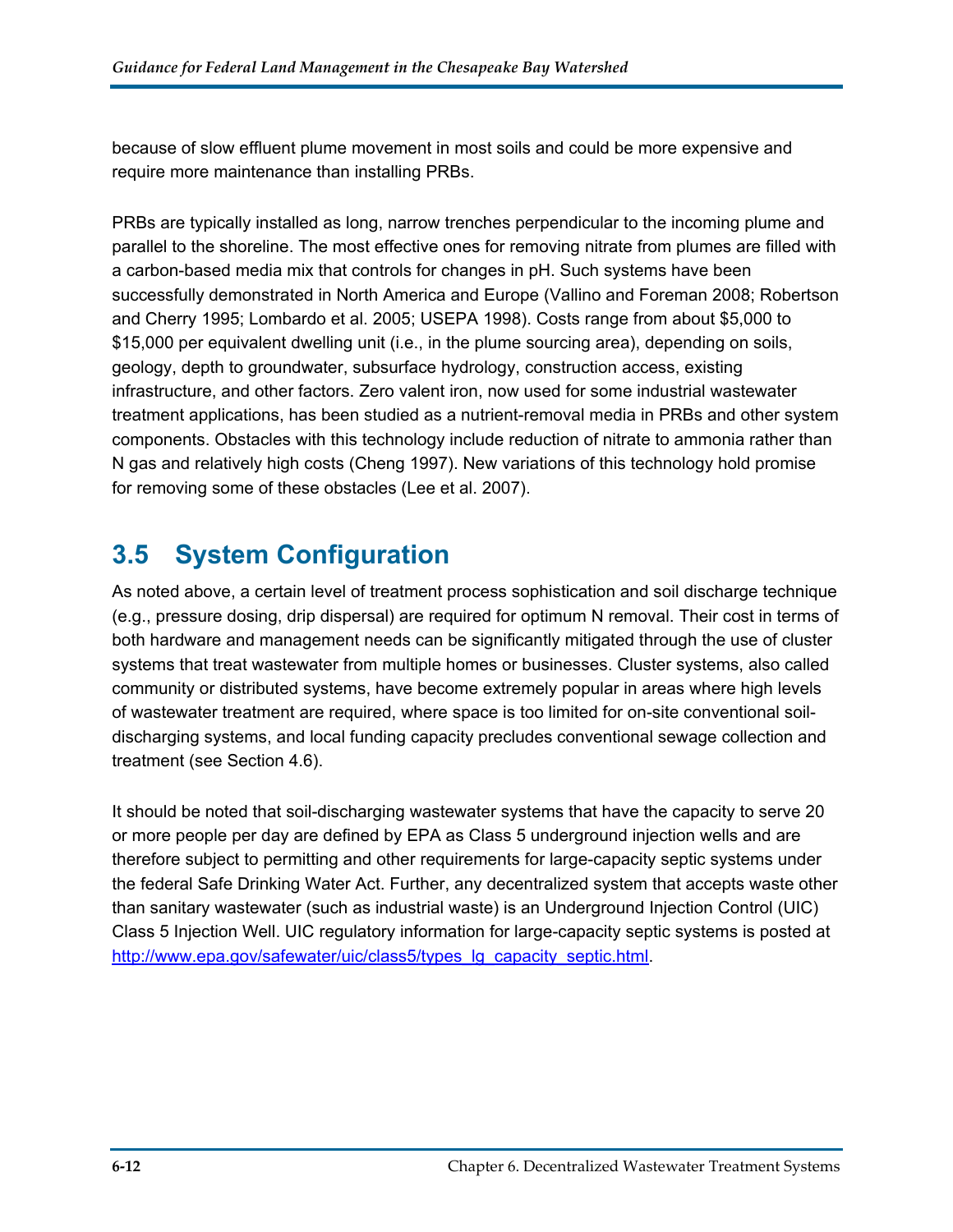because of slow effluent plume movement in most soils and could be more expensive and require more maintenance than installing PRBs.

PRBs are typically installed as long, narrow trenches perpendicular to the incoming plume and parallel to the shoreline. The most effective ones for removing nitrate from plumes are filled with a carbon-based media mix that controls for changes in pH. Such systems have been successfully demonstrated in North America and Europe (Vallino and Foreman 2008; Robertson and Cherry 1995; Lombardo et al. 2005; USEPA 1998). Costs range from about $5,000 to $15,000 per equivalent dwelling unit (i.e., in the plume sourcing area), depending on soils, geology, depth to groundwater, subsurface hydrology, construction access, existing infrastructure, and other factors. Zero valent iron, now used for some industrial wastewater treatment applications, has been studied as a nutrient-removal media in PRBs and other system components. Obstacles with this technology include reduction of nitrate to ammonia rather than N gas and relatively high costs (Cheng 1997). New variations of this technology hold promise for removing some of these obstacles (Lee et al. 2007).

## 3.5 System Configuration

As noted above, a certain level of treatment process sophistication and soil discharge technique (e.g., pressure dosing, drip dispersal) are required for optimum N removal. Their cost in terms of both hardware and management needs can be significantly mitigated through the use of cluster systems that treat wastewater from multiple homes or businesses. Cluster systems, also called community or distributed systems, have become extremely popular in areas where high levels of wastewater treatment are required, where space is too limited for on-site conventional soil-discharging systems, and local funding capacity precludes conventional sewage collection and treatment (see Section 4.6).

It should be noted that soil-discharging wastewater systems that have the capacity to serve 20 or more people per day are defined by EPA as Class 5 underground injection wells and are therefore subject to permitting and other requirements for large-capacity septic systems under the federal Safe Drinking Water Act. Further, any decentralized system that accepts waste other than sanitary wastewater (such as industrial waste) is an Underground Injection Control (UIC) Class 5 Injection Well. UIC regulatory information for large-capacity septic systems is posted at http://www.epa.gov/safewater/uic/class5/types_lg_capacity_septic.html.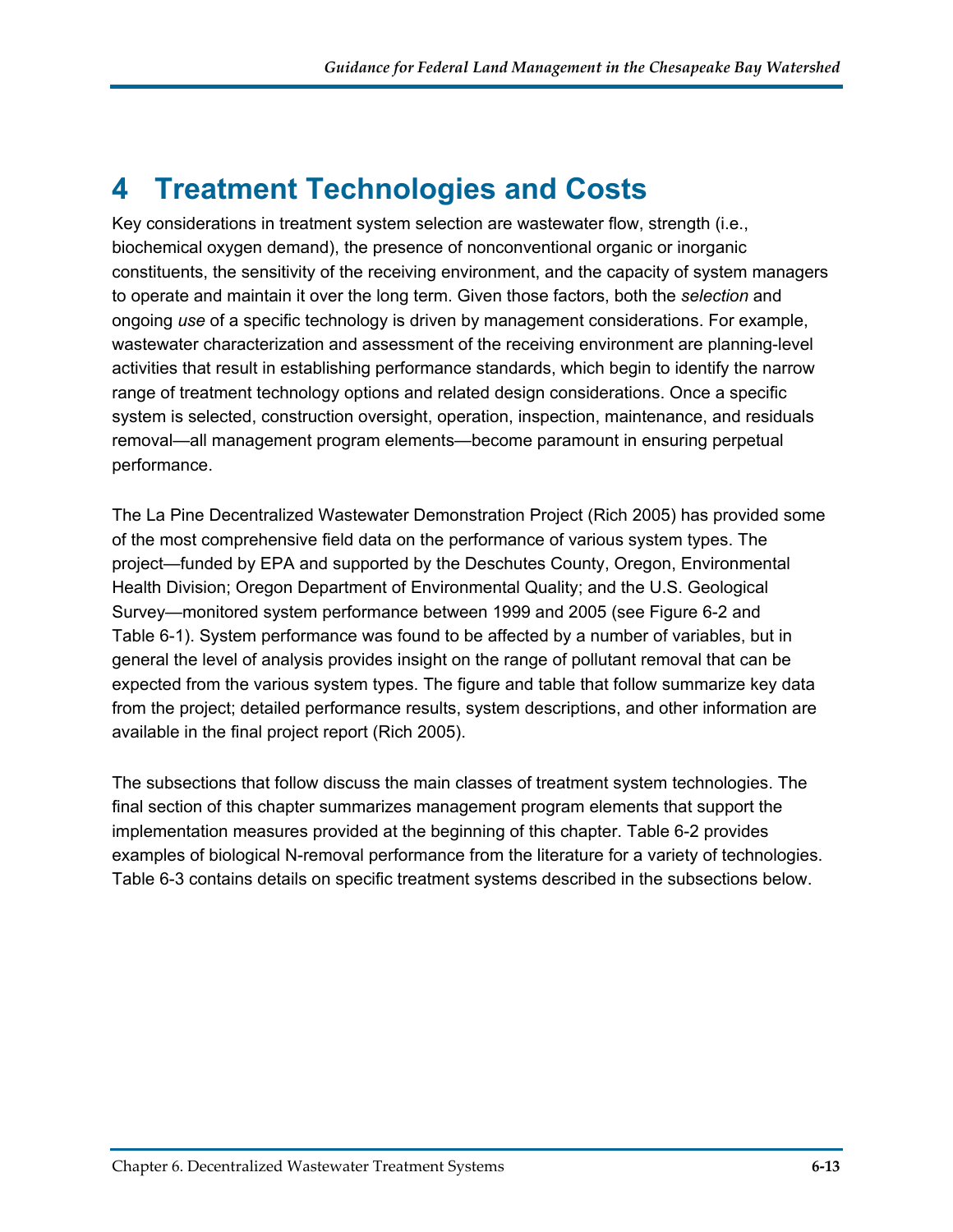# 4 Treatment Technologies and Costs

Key considerations in treatment system selection are wastewater flow, strength (i.e., biochemical oxygen demand), the presence of nonconventional organic or inorganic constituents, the sensitivity of the receiving environment, and the capacity of system managers to operate and maintain it over the long term. Given those factors, both the *selection* and ongoing *use* of a specific technology is driven by management considerations. For example, wastewater characterization and assessment of the receiving environment are planning-level activities that result in establishing performance standards, which begin to identify the narrow range of treatment technology options and related design considerations. Once a specific system is selected, construction oversight, operation, inspection, maintenance, and residuals removal—all management program elements—become paramount in ensuring perpetual performance.

The La Pine Decentralized Wastewater Demonstration Project (Rich 2005) has provided some of the most comprehensive field data on the performance of various system types. The project—funded by EPA and supported by the Deschutes County, Oregon, Environmental Health Division; Oregon Department of Environmental Quality; and the U.S. Geological Survey—monitored system performance between 1999 and 2005 (see Figure 6-2 and Table 6-1). System performance was found to be affected by a number of variables, but in general the level of analysis provides insight on the range of pollutant removal that can be expected from the various system types. The figure and table that follow summarize key data from the project; detailed performance results, system descriptions, and other information are available in the final project report (Rich 2005).

The subsections that follow discuss the main classes of treatment system technologies. The final section of this chapter summarizes management program elements that support the implementation measures provided at the beginning of this chapter. Table 6-2 provides examples of biological N-removal performance from the literature for a variety of technologies. Table 6-3 contains details on specific treatment systems described in the subsections below.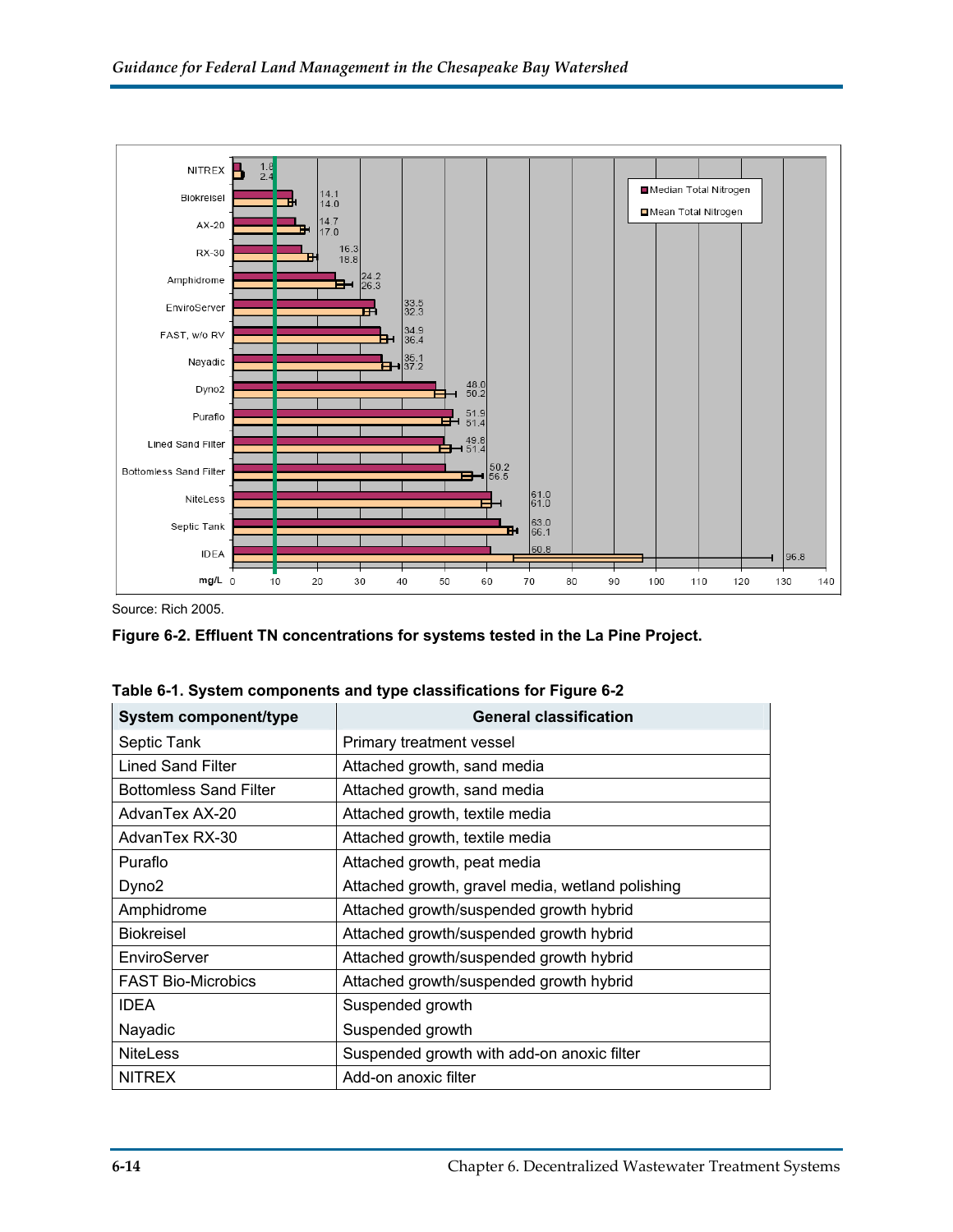NITREX 1.8 2.4
Biokreisel 14.1 14.0
AX-20 14.7 17.0
RX-30 16.3 18.8
Amphidrome 24.2 26.3
EnviroServer 33.5 32.3
FAST, w/o RV 34.9 36.4
Nayadic 35.1 37.2
Dyno2 48.0 50.2
Puraflo 51.9 51.4
Lined Sand Filter 49.8 51.4
Bottomless Sand Filter 50.2 56.5
NiteLess 61.0 61.0
Septic Tank 63.0 66.1
IDEA 60.8 96.8

Median Total Nitrogen
Mean Total Nitrogen

mg/L 0 10 20 30 40 50 60 70 80 90 100 110 120 130 140

Source: Rich 2005.

**Figure 6-2. Effluent TN concentrations for systems tested in the La Pine Project.**

**Table 6-1. System components and type classifications for Figure 6-2**

| System component/type | General classification |
|---|---|
| Septic Tank | Primary treatment vessel |
| Lined Sand Filter | Attached growth, sand media |
| Bottomless Sand Filter | Attached growth, sand media |
| AdvanTex AX-20 | Attached growth, textile media |
| AdvanTex RX-30 | Attached growth, textile media |
| Puraflo | Attached growth, peat media |
| Dyno2 | Attached growth, gravel media, wetland polishing |
| Amphidrome | Attached growth/suspended growth hybrid |
| Biokreisel | Attached growth/suspended growth hybrid |
| EnviroServer | Attached growth/suspended growth hybrid |
| FAST Bio-Microbics | Attached growth/suspended growth hybrid |
| IDEA | Suspended growth |
| Nayadic | Suspended growth |
| NiteLess | Suspended growth with add-on anoxic filter |
| NITREX | Add-on anoxic filter |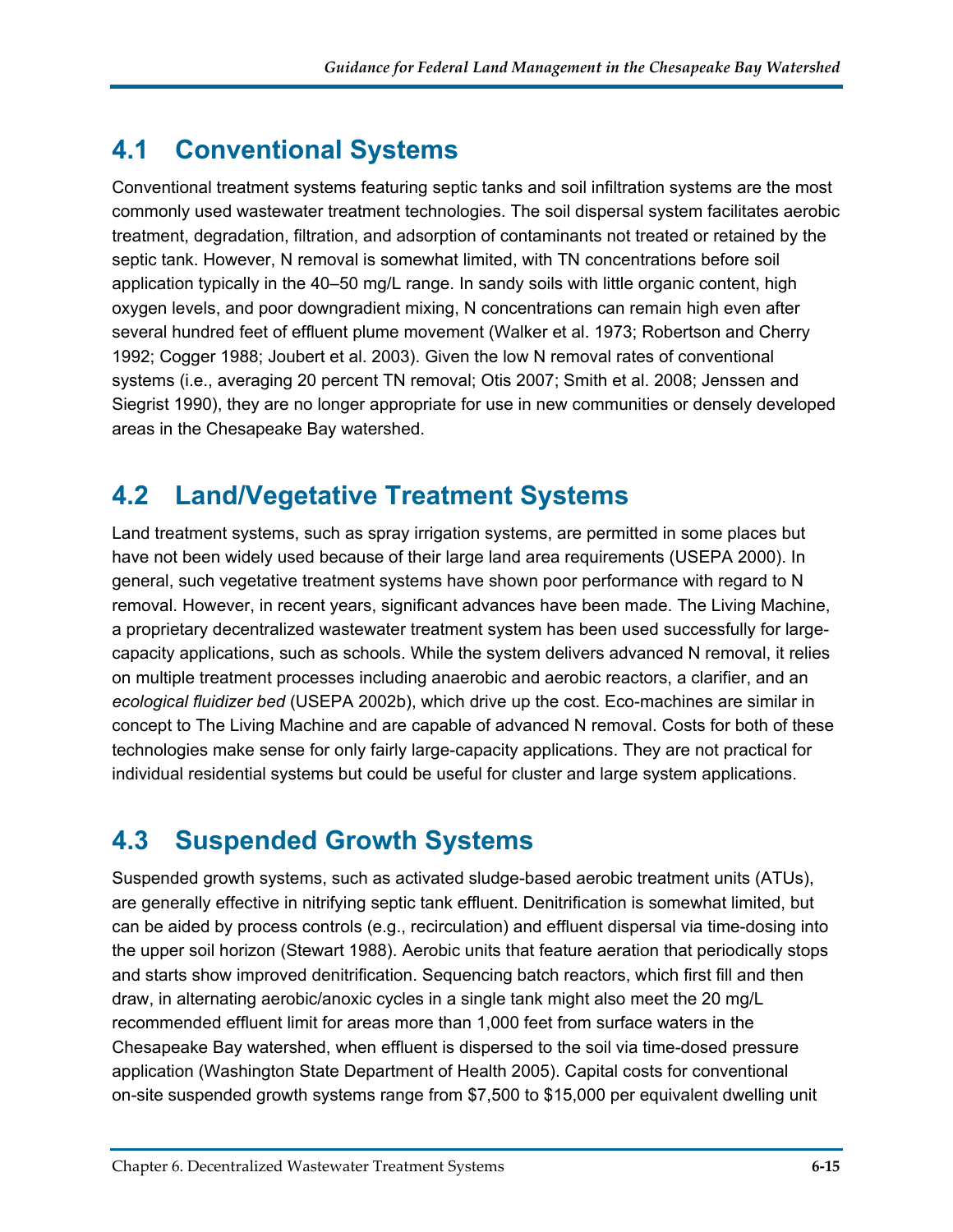## 4.1 Conventional Systems

Conventional treatment systems featuring septic tanks and soil infiltration systems are the most commonly used wastewater treatment technologies. The soil dispersal system facilitates aerobic treatment, degradation, filtration, and adsorption of contaminants not treated or retained by the septic tank. However, N removal is somewhat limited, with TN concentrations before soil application typically in the 40–50 mg/L range. In sandy soils with little organic content, high oxygen levels, and poor downgradient mixing, N concentrations can remain high even after several hundred feet of effluent plume movement (Walker et al. 1973; Robertson and Cherry 1992; Cogger 1988; Joubert et al. 2003). Given the low N removal rates of conventional systems (i.e., averaging 20 percent TN removal; Otis 2007; Smith et al. 2008; Jenssen and Siegrist 1990), they are no longer appropriate for use in new communities or densely developed areas in the Chesapeake Bay watershed.

## 4.2 Land/Vegetative Treatment Systems

Land treatment systems, such as spray irrigation systems, are permitted in some places but have not been widely used because of their large land area requirements (USEPA 2000). In general, such vegetative treatment systems have shown poor performance with regard to N removal. However, in recent years, significant advances have been made. The Living Machine, a proprietary decentralized wastewater treatment system has been used successfully for large-capacity applications, such as schools. While the system delivers advanced N removal, it relies on multiple treatment processes including anaerobic and aerobic reactors, a clarifier, and an *ecological fluidizer bed* (USEPA 2002b), which drive up the cost. Eco-machines are similar in concept to The Living Machine and are capable of advanced N removal. Costs for both of these technologies make sense for only fairly large-capacity applications. They are not practical for individual residential systems but could be useful for cluster and large system applications.

## 4.3 Suspended Growth Systems

Suspended growth systems, such as activated sludge-based aerobic treatment units (ATUs), are generally effective in nitrifying septic tank effluent. Denitrification is somewhat limited, but can be aided by process controls (e.g., recirculation) and effluent dispersal via time-dosing into the upper soil horizon (Stewart 1988). Aerobic units that feature aeration that periodically stops and starts show improved denitrification. Sequencing batch reactors, which first fill and then draw, in alternating aerobic/anoxic cycles in a single tank might also meet the 20 mg/L recommended effluent limit for areas more than 1,000 feet from surface waters in the Chesapeake Bay watershed, when effluent is dispersed to the soil via time-dosed pressure application (Washington State Department of Health 2005). Capital costs for conventional on-site suspended growth systems range from $7,500 to $15,000 per equivalent dwelling unit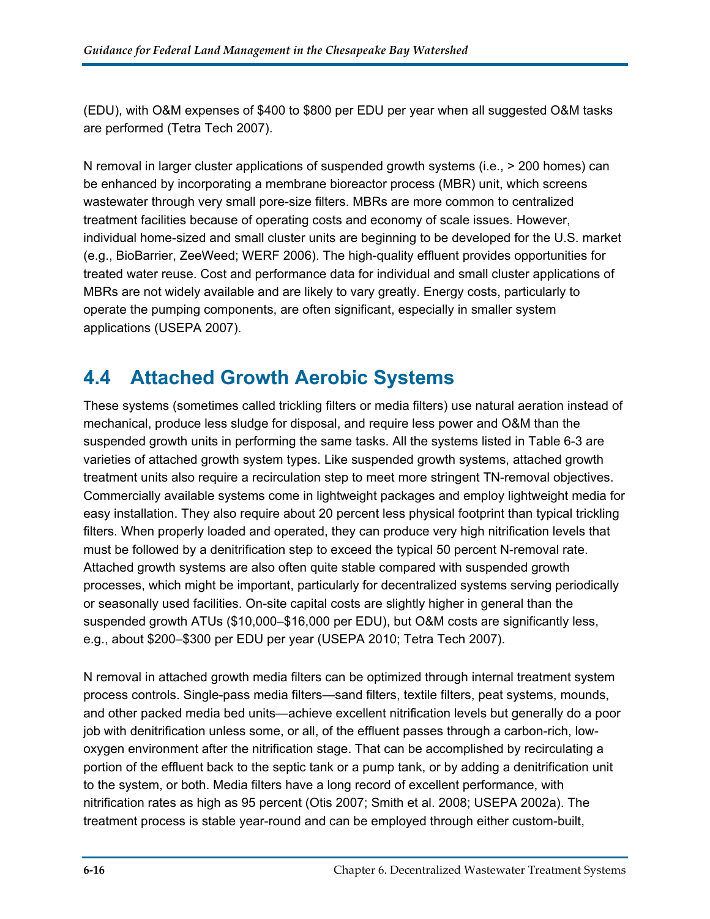(EDU), with O&M expenses of $400 to $800 per EDU per year when all suggested O&M tasks are performed (Tetra Tech 2007).

N removal in larger cluster applications of suspended growth systems (i.e., > 200 homes) can be enhanced by incorporating a membrane bioreactor process (MBR) unit, which screens wastewater through very small pore-size filters. MBRs are more common to centralized treatment facilities because of operating costs and economy of scale issues. However, individual home-sized and small cluster units are beginning to be developed for the U.S. market (e.g., BioBarrier, ZeeWeed; WERF 2006). The high-quality effluent provides opportunities for treated water reuse. Cost and performance data for individual and small cluster applications of MBRs are not widely available and are likely to vary greatly. Energy costs, particularly to operate the pumping components, are often significant, especially in smaller system applications (USEPA 2007).

## 4.4 Attached Growth Aerobic Systems

These systems (sometimes called trickling filters or media filters) use natural aeration instead of mechanical, produce less sludge for disposal, and require less power and O&M than the suspended growth units in performing the same tasks. All the systems listed in Table 6-3 are varieties of attached growth system types. Like suspended growth systems, attached growth treatment units also require a recirculation step to meet more stringent TN-removal objectives. Commercially available systems come in lightweight packages and employ lightweight media for easy installation. They also require about 20 percent less physical footprint than typical trickling filters. When properly loaded and operated, they can produce very high nitrification levels that must be followed by a denitrification step to exceed the typical 50 percent N-removal rate. Attached growth systems are also often quite stable compared with suspended growth processes, which might be important, particularly for decentralized systems serving periodically or seasonally used facilities. On-site capital costs are slightly higher in general than the suspended growth ATUs ($10,000–$16,000 per EDU), but O&M costs are significantly less, e.g., about $200–$300 per EDU per year (USEPA 2010; Tetra Tech 2007).

N removal in attached growth media filters can be optimized through internal treatment system process controls. Single-pass media filters—sand filters, textile filters, peat systems, mounds, and other packed media bed units—achieve excellent nitrification levels but generally do a poor job with denitrification unless some, or all, of the effluent passes through a carbon-rich, low-oxygen environment after the nitrification stage. That can be accomplished by recirculating a portion of the effluent back to the septic tank or a pump tank, or by adding a denitrification unit to the system, or both. Media filters have a long record of excellent performance, with nitrification rates as high as 95 percent (Otis 2007; Smith et al. 2008; USEPA 2002a). The treatment process is stable year-round and can be employed through either custom-built,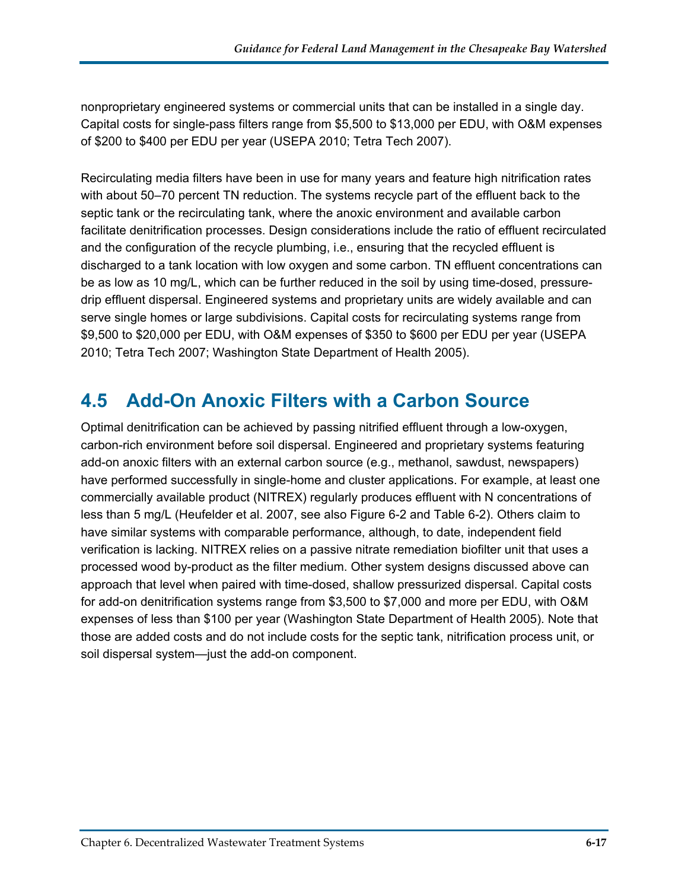nonproprietary engineered systems or commercial units that can be installed in a single day. Capital costs for single-pass filters range from $5,500 to $13,000 per EDU, with O&M expenses of $200 to $400 per EDU per year (USEPA 2010; Tetra Tech 2007).

Recirculating media filters have been in use for many years and feature high nitrification rates with about 50–70 percent TN reduction. The systems recycle part of the effluent back to the septic tank or the recirculating tank, where the anoxic environment and available carbon facilitate denitrification processes. Design considerations include the ratio of effluent recirculated and the configuration of the recycle plumbing, i.e., ensuring that the recycled effluent is discharged to a tank location with low oxygen and some carbon. TN effluent concentrations can be as low as 10 mg/L, which can be further reduced in the soil by using time-dosed, pressure-drip effluent dispersal. Engineered systems and proprietary units are widely available and can serve single homes or large subdivisions. Capital costs for recirculating systems range from $9,500 to $20,000 per EDU, with O&M expenses of $350 to $600 per EDU per year (USEPA 2010; Tetra Tech 2007; Washington State Department of Health 2005).

## 4.5 Add-On Anoxic Filters with a Carbon Source

Optimal denitrification can be achieved by passing nitrified effluent through a low-oxygen, carbon-rich environment before soil dispersal. Engineered and proprietary systems featuring add-on anoxic filters with an external carbon source (e.g., methanol, sawdust, newspapers) have performed successfully in single-home and cluster applications. For example, at least one commercially available product (NITREX) regularly produces effluent with N concentrations of less than 5 mg/L (Heufelder et al. 2007, see also Figure 6-2 and Table 6-2). Others claim to have similar systems with comparable performance, although, to date, independent field verification is lacking. NITREX relies on a passive nitrate remediation biofilter unit that uses a processed wood by-product as the filter medium. Other system designs discussed above can approach that level when paired with time-dosed, shallow pressurized dispersal. Capital costs for add-on denitrification systems range from $3,500 to $7,000 and more per EDU, with O&M expenses of less than $100 per year (Washington State Department of Health 2005). Note that those are added costs and do not include costs for the septic tank, nitrification process unit, or soil dispersal system—just the add-on component.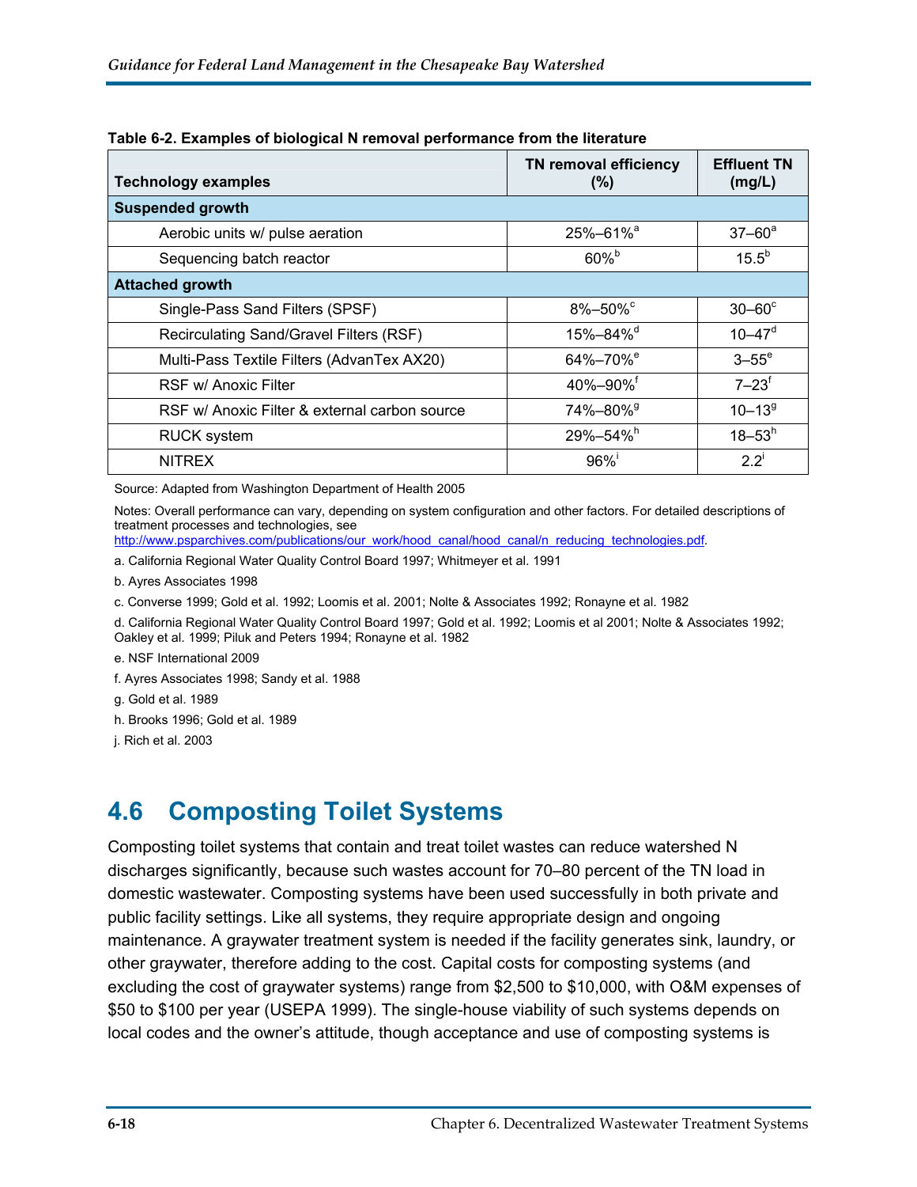**Table 6-2. Examples of biological N removal performance from the literature**

| Technology examples | TN removal efficiency (%) | Effluent TN (mg/L) |
|---|---|---|
| **Suspended growth** | | |
| Aerobic units w/ pulse aeration | 25%–61%[a] | 37–60[a] |
| Sequencing batch reactor | 60%[b] | 15.5[b] |
| **Attached growth** | | |
| Single-Pass Sand Filters (SPSF) | 8%–50%[c] | 30–60[c] |
| Recirculating Sand/Gravel Filters (RSF) | 15%–84%[d] | 10–47[d] |
| Multi-Pass Textile Filters (AdvanTex AX20) | 64%–70%[e] | 3–55[e] |
| RSF w/ Anoxic Filter | 40%–90%[f] | 7–23[f] |
| RSF w/ Anoxic Filter & external carbon source | 74%–80%[g] | 10–13[g] |
| RUCK system | 29%–54%[h] | 18–53[h] |
| NITREX | 96%[i] | 2.2[i] |

Source: Adapted from Washington Department of Health 2005

Notes: Overall performance can vary, depending on system configuration and other factors. For detailed descriptions of treatment processes and technologies, see http://www.psparchives.com/publications/our_work/hood_canal/hood_canal/n_reducing_technologies.pdf.

a. California Regional Water Quality Control Board 1997; Whitmeyer et al. 1991

b. Ayres Associates 1998

c. Converse 1999; Gold et al. 1992; Loomis et al. 2001; Nolte & Associates 1992; Ronayne et al. 1982

d. California Regional Water Quality Control Board 1997; Gold et al. 1992; Loomis et al 2001; Nolte & Associates 1992; Oakley et al. 1999; Piluk and Peters 1994; Ronayne et al. 1982

e. NSF International 2009

f. Ayres Associates 1998; Sandy et al. 1988

g. Gold et al. 1989

h. Brooks 1996; Gold et al. 1989

j. Rich et al. 2003

## 4.6 Composting Toilet Systems

Composting toilet systems that contain and treat toilet wastes can reduce watershed N discharges significantly, because such wastes account for 70–80 percent of the TN load in domestic wastewater. Composting systems have been used successfully in both private and public facility settings. Like all systems, they require appropriate design and ongoing maintenance. A graywater treatment system is needed if the facility generates sink, laundry, or other graywater, therefore adding to the cost. Capital costs for composting systems (and excluding the cost of graywater systems) range from $2,500 to $10,000, with O&M expenses of $50 to $100 per year (USEPA 1999). The single-house viability of such systems depends on local codes and the owner's attitude, though acceptance and use of composting systems is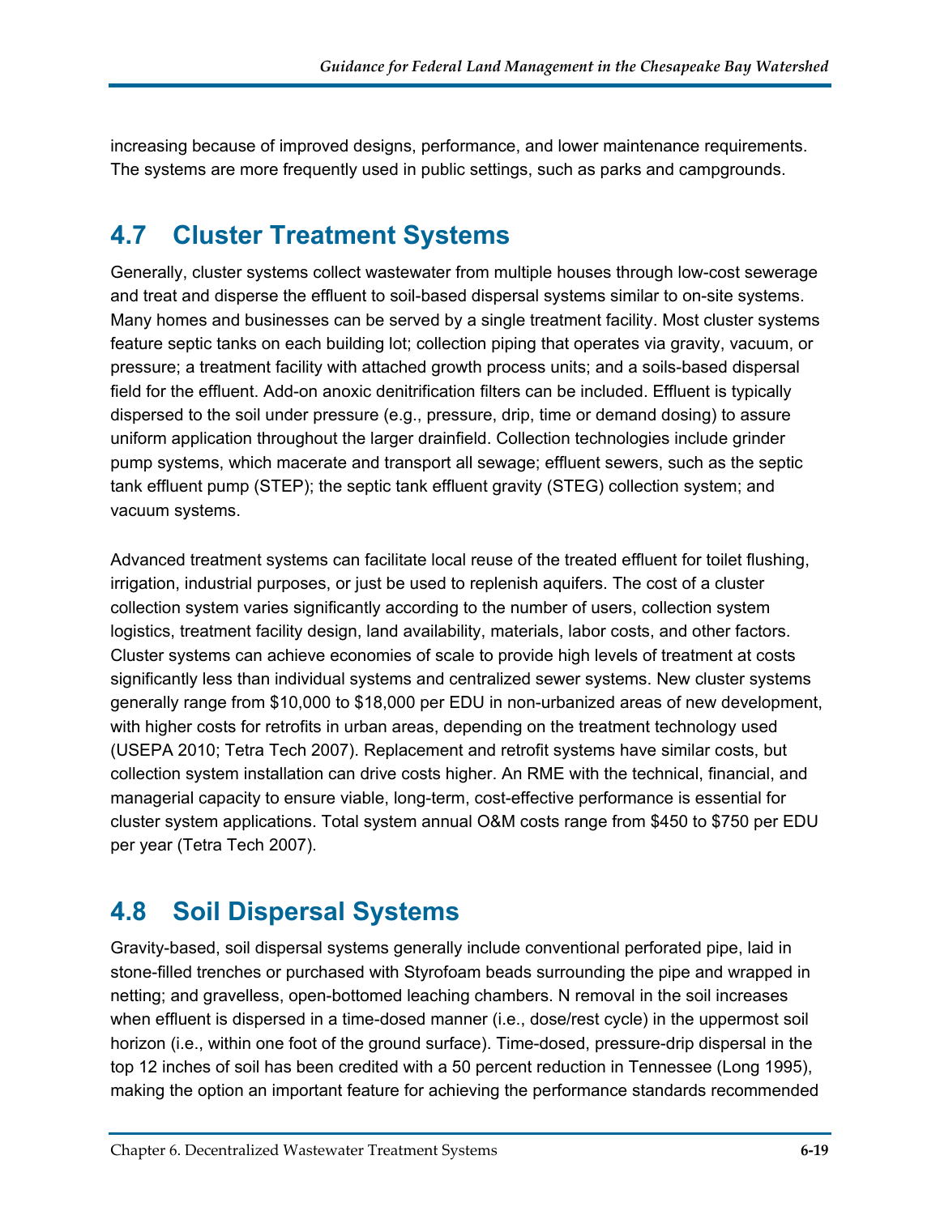increasing because of improved designs, performance, and lower maintenance requirements. The systems are more frequently used in public settings, such as parks and campgrounds.

## 4.7 Cluster Treatment Systems

Generally, cluster systems collect wastewater from multiple houses through low-cost sewerage and treat and disperse the effluent to soil-based dispersal systems similar to on-site systems. Many homes and businesses can be served by a single treatment facility. Most cluster systems feature septic tanks on each building lot; collection piping that operates via gravity, vacuum, or pressure; a treatment facility with attached growth process units; and a soils-based dispersal field for the effluent. Add-on anoxic denitrification filters can be included. Effluent is typically dispersed to the soil under pressure (e.g., pressure, drip, time or demand dosing) to assure uniform application throughout the larger drainfield. Collection technologies include grinder pump systems, which macerate and transport all sewage; effluent sewers, such as the septic tank effluent pump (STEP); the septic tank effluent gravity (STEG) collection system; and vacuum systems.

Advanced treatment systems can facilitate local reuse of the treated effluent for toilet flushing, irrigation, industrial purposes, or just be used to replenish aquifers. The cost of a cluster collection system varies significantly according to the number of users, collection system logistics, treatment facility design, land availability, materials, labor costs, and other factors. Cluster systems can achieve economies of scale to provide high levels of treatment at costs significantly less than individual systems and centralized sewer systems. New cluster systems generally range from $10,000 to $18,000 per EDU in non-urbanized areas of new development, with higher costs for retrofits in urban areas, depending on the treatment technology used (USEPA 2010; Tetra Tech 2007). Replacement and retrofit systems have similar costs, but collection system installation can drive costs higher. An RME with the technical, financial, and managerial capacity to ensure viable, long-term, cost-effective performance is essential for cluster system applications. Total system annual O&M costs range from $450 to $750 per EDU per year (Tetra Tech 2007).

## 4.8 Soil Dispersal Systems

Gravity-based, soil dispersal systems generally include conventional perforated pipe, laid in stone-filled trenches or purchased with Styrofoam beads surrounding the pipe and wrapped in netting; and gravelless, open-bottomed leaching chambers. N removal in the soil increases when effluent is dispersed in a time-dosed manner (i.e., dose/rest cycle) in the uppermost soil horizon (i.e., within one foot of the ground surface). Time-dosed, pressure-drip dispersal in the top 12 inches of soil has been credited with a 50 percent reduction in Tennessee (Long 1995), making the option an important feature for achieving the performance standards recommended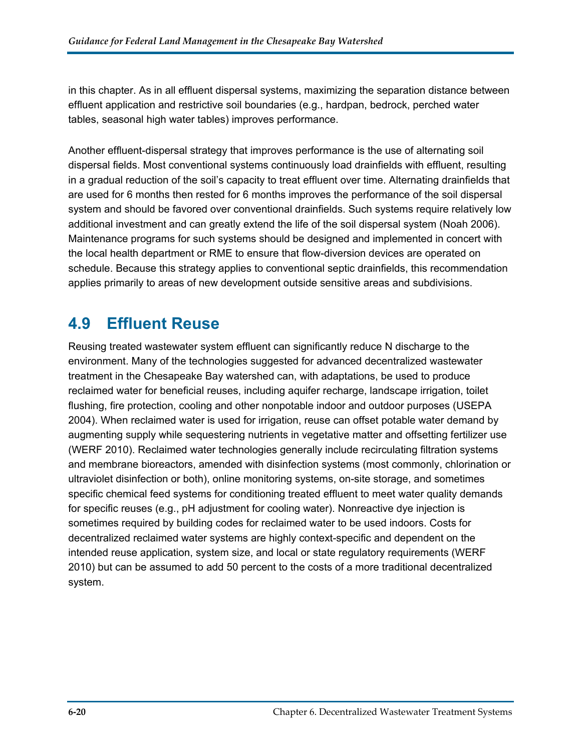in this chapter. As in all effluent dispersal systems, maximizing the separation distance between effluent application and restrictive soil boundaries (e.g., hardpan, bedrock, perched water tables, seasonal high water tables) improves performance.

Another effluent-dispersal strategy that improves performance is the use of alternating soil dispersal fields. Most conventional systems continuously load drainfields with effluent, resulting in a gradual reduction of the soil's capacity to treat effluent over time. Alternating drainfields that are used for 6 months then rested for 6 months improves the performance of the soil dispersal system and should be favored over conventional drainfields. Such systems require relatively low additional investment and can greatly extend the life of the soil dispersal system (Noah 2006). Maintenance programs for such systems should be designed and implemented in concert with the local health department or RME to ensure that flow-diversion devices are operated on schedule. Because this strategy applies to conventional septic drainfields, this recommendation applies primarily to areas of new development outside sensitive areas and subdivisions.

## 4.9 Effluent Reuse

Reusing treated wastewater system effluent can significantly reduce N discharge to the environment. Many of the technologies suggested for advanced decentralized wastewater treatment in the Chesapeake Bay watershed can, with adaptations, be used to produce reclaimed water for beneficial reuses, including aquifer recharge, landscape irrigation, toilet flushing, fire protection, cooling and other nonpotable indoor and outdoor purposes (USEPA 2004). When reclaimed water is used for irrigation, reuse can offset potable water demand by augmenting supply while sequestering nutrients in vegetative matter and offsetting fertilizer use (WERF 2010). Reclaimed water technologies generally include recirculating filtration systems and membrane bioreactors, amended with disinfection systems (most commonly, chlorination or ultraviolet disinfection or both), online monitoring systems, on-site storage, and sometimes specific chemical feed systems for conditioning treated effluent to meet water quality demands for specific reuses (e.g., pH adjustment for cooling water). Nonreactive dye injection is sometimes required by building codes for reclaimed water to be used indoors. Costs for decentralized reclaimed water systems are highly context-specific and dependent on the intended reuse application, system size, and local or state regulatory requirements (WERF 2010) but can be assumed to add 50 percent to the costs of a more traditional decentralized system.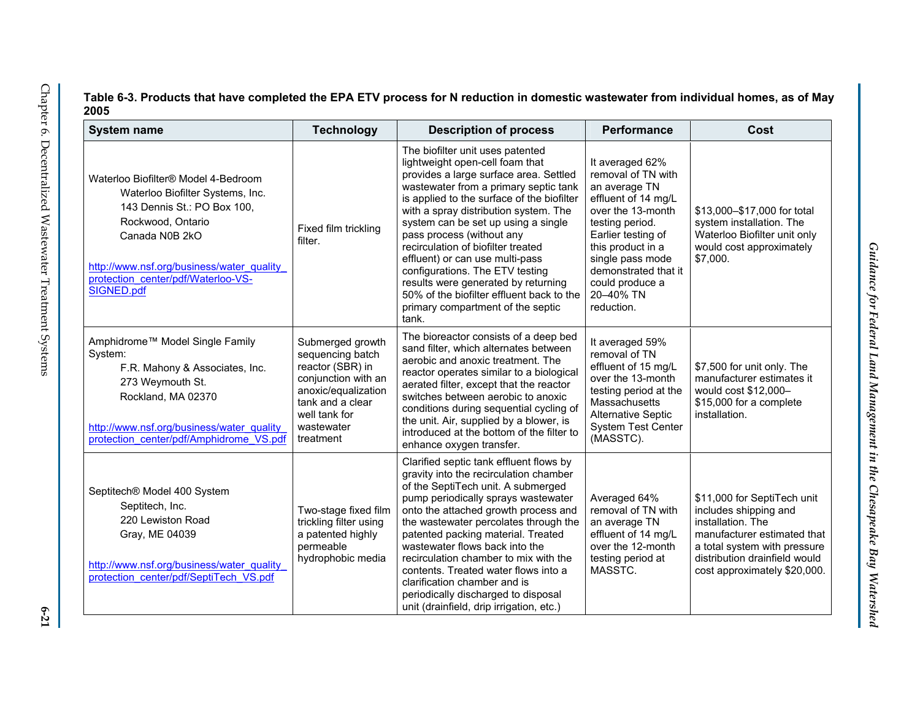**Table 6-3. Products that have completed the EPA ETV process for N reduction in domestic wastewater from individual homes, as of May 2005**

| System name | Technology | Description of process | Performance | Cost |
|---|---|---|---|---|
| Waterloo Biofilter® Model 4-Bedroom<br>Waterloo Biofilter Systems, Inc.<br>143 Dennis St.: PO Box 100,<br>Rockwood, Ontario<br>Canada N0B 2kO<br><br>http://www.nsf.org/business/water_quality_protection_center/pdf/Waterloo-VS-SIGNED.pdf | Fixed film trickling filter. | The biofilter unit uses patented lightweight open-cell foam that provides a large surface area. Settled wastewater from a primary septic tank is applied to the surface of the biofilter with a spray distribution system. The system can be set up using a single pass process (without any recirculation of biofilter treated effluent) or can use multi-pass configurations. The ETV testing results were generated by returning 50% of the biofilter effluent back to the primary compartment of the septic tank. | It averaged 62% removal of TN with an average TN effluent of 14 mg/L over the 13-month testing period. Earlier testing of this product in a single pass mode demonstrated that it could produce a 20–40% TN reduction. | $13,000–$17,000 for total system installation. The Waterloo Biofilter unit only would cost approximately $7,000. |
| Amphidrome™ Model Single Family System:<br>F.R. Mahony & Associates, Inc.<br>273 Weymouth St.<br>Rockland, MA 02370<br><br>http://www.nsf.org/business/water_quality_protection_center/pdf/Amphidrome_VS.pdf | Submerged growth sequencing batch reactor (SBR) in conjunction with an anoxic/equalization tank and a clear well tank for wastewater treatment | The bioreactor consists of a deep bed sand filter, which alternates between aerobic and anoxic treatment. The reactor operates similar to a biological aerated filter, except that the reactor switches between aerobic to anoxic conditions during sequential cycling of the unit. Air, supplied by a blower, is introduced at the bottom of the filter to enhance oxygen transfer. | It averaged 59% removal of TN effluent of 15 mg/L over the 13-month testing period at the Massachusetts Alternative Septic System Test Center (MASSTC). | $7,500 for unit only. The manufacturer estimates it would cost $12,000–$15,000 for a complete installation. |
| Septitech® Model 400 System<br>Septitech, Inc.<br>220 Lewiston Road<br>Gray, ME 04039<br><br>http://www.nsf.org/business/water_quality_protection_center/pdf/SeptiTech_VS.pdf | Two-stage fixed film trickling filter using a patented highly permeable hydrophobic media | Clarified septic tank effluent flows by gravity into the recirculation chamber of the SeptiTech unit. A submerged pump periodically sprays wastewater onto the attached growth process and the wastewater percolates through the patented packing material. Treated wastewater flows back into the recirculation chamber to mix with the contents. Treated water flows into a clarification chamber and is periodically discharged to disposal unit (drainfield, drip irrigation, etc.) | Averaged 64% removal of TN with an average TN effluent of 14 mg/L over the 12-month testing period at MASSTC. | $11,000 for SeptiTech unit includes shipping and installation. The manufacturer estimated that a total system with pressure distribution drainfield would cost approximately $20,000. |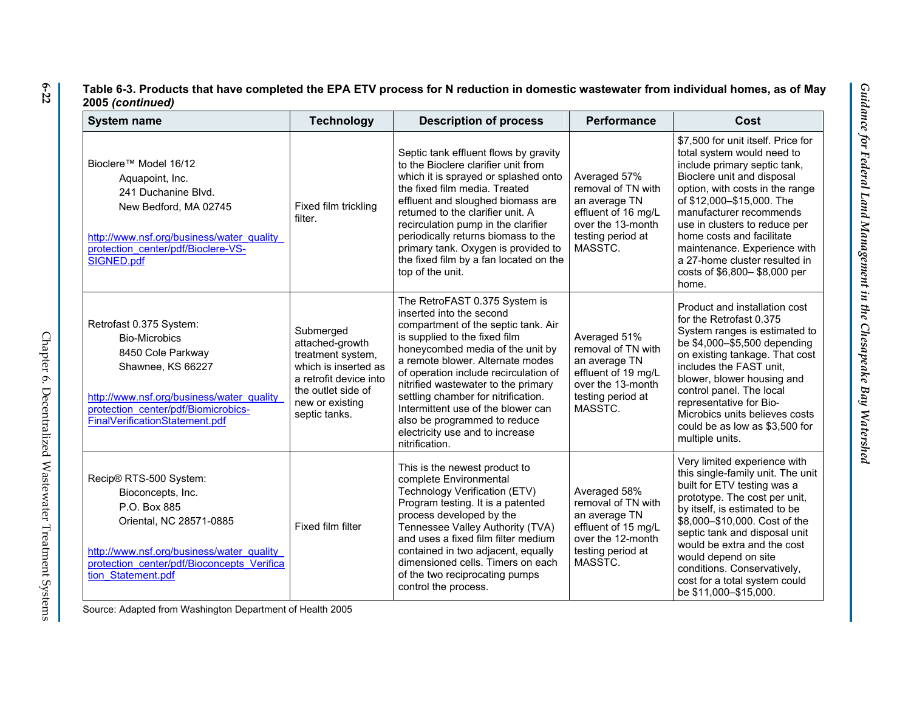**Table 6-3. Products that have completed the EPA ETV process for N reduction in domestic wastewater from individual homes, as of May 2005 *(continued)***

| System name | Technology | Description of process | Performance | Cost |
|---|---|---|---|---|
| Bioclere™ Model 16/12<br>Aquapoint, Inc.<br>241 Duchanine Blvd.<br>New Bedford, MA 02745<br><br>http://www.nsf.org/business/water_quality_protection_center/pdf/Bioclere-VS-SIGNED.pdf | Fixed film trickling filter. | Septic tank effluent flows by gravity to the Bioclere clarifier unit from which it is sprayed or splashed onto the fixed film media. Treated effluent and sloughed biomass are returned to the clarifier unit. A recirculation pump in the clarifier periodically returns biomass to the primary tank. Oxygen is provided to the fixed film by a fan located on the top of the unit. | Averaged 57% removal of TN with an average TN effluent of 16 mg/L over the 13-month testing period at MASSTC. | $7,500 for unit itself. Price for total system would need to include primary septic tank, Bioclere unit and disposal option, with costs in the range of $12,000–$15,000. The manufacturer recommends use in clusters to reduce per home costs and facilitate maintenance. Experience with a 27-home cluster resulted in costs of $6,800– $8,000 per home. |
| Retrofast 0.375 System:<br>Bio-Microbics<br>8450 Cole Parkway<br>Shawnee, KS 66227<br><br>http://www.nsf.org/business/water_quality_protection_center/pdf/Biomicrobics-FinalVerificationStatement.pdf | Submerged attached-growth treatment system, which is inserted as a retrofit device into the outlet side of new or existing septic tanks. | The RetroFAST 0.375 System is inserted into the second compartment of the septic tank. Air is supplied to the fixed film honeycombed media of the unit by a remote blower. Alternate modes of operation include recirculation of nitrified wastewater to the primary settling chamber for nitrification. Intermittent use of the blower can also be programmed to reduce electricity use and to increase nitrification. | Averaged 51% removal of TN with an average TN effluent of 19 mg/L over the 13-month testing period at MASSTC. | Product and installation cost for the Retrofast 0.375 System ranges is estimated to be $4,000–$5,500 depending on existing tankage. That cost includes the FAST unit, blower, blower housing and control panel. The local representative for Bio-Microbics believes costs could be as low as $3,500 for multiple units. |
| Recip® RTS-500 System:<br>Bioconcepts, Inc.<br>P.O. Box 885<br>Oriental, NC 28571-0885<br><br>http://www.nsf.org/business/water_quality_protection_center/pdf/Bioconcepts_Verification_Statement.pdf | Fixed film filter | This is the newest product to complete Environmental Technology Verification (ETV) Program testing. It is a patented process developed by the Tennessee Valley Authority (TVA) and uses a fixed film filter medium contained in two adjacent, equally dimensioned cells. Timers on each of the two reciprocating pumps control the process. | Averaged 58% removal of TN with an average TN effluent of 15 mg/L over the 12-month testing period at MASSTC. | Very limited experience with this single-family unit. The unit built for ETV testing was a prototype. The cost per unit, by itself, is estimated to be $8,000–$10,000. Cost of the septic tank and disposal unit would be extra and the cost would depend on site conditions. Conservatively, cost for a total system could be $11,000–$15,000. |

Source: Adapted from Washington Department of Health 2005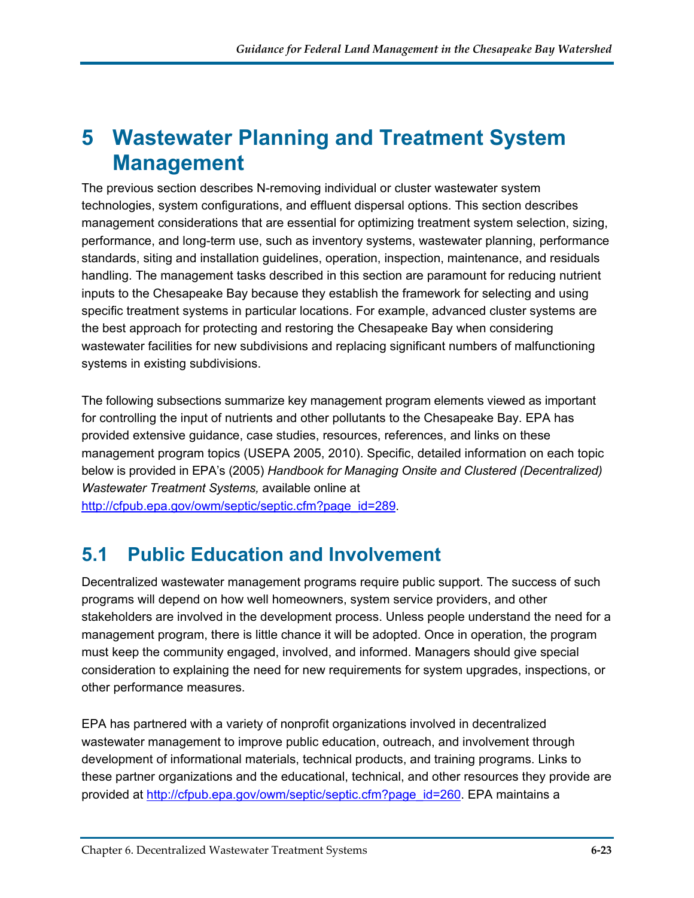# 5 Wastewater Planning and Treatment System Management

The previous section describes N-removing individual or cluster wastewater system technologies, system configurations, and effluent dispersal options. This section describes management considerations that are essential for optimizing treatment system selection, sizing, performance, and long-term use, such as inventory systems, wastewater planning, performance standards, siting and installation guidelines, operation, inspection, maintenance, and residuals handling. The management tasks described in this section are paramount for reducing nutrient inputs to the Chesapeake Bay because they establish the framework for selecting and using specific treatment systems in particular locations. For example, advanced cluster systems are the best approach for protecting and restoring the Chesapeake Bay when considering wastewater facilities for new subdivisions and replacing significant numbers of malfunctioning systems in existing subdivisions.

The following subsections summarize key management program elements viewed as important for controlling the input of nutrients and other pollutants to the Chesapeake Bay. EPA has provided extensive guidance, case studies, resources, references, and links on these management program topics (USEPA 2005, 2010). Specific, detailed information on each topic below is provided in EPA's (2005) *Handbook for Managing Onsite and Clustered (Decentralized) Wastewater Treatment Systems,* available online at http://cfpub.epa.gov/owm/septic/septic.cfm?page_id=289.

## 5.1 Public Education and Involvement

Decentralized wastewater management programs require public support. The success of such programs will depend on how well homeowners, system service providers, and other stakeholders are involved in the development process. Unless people understand the need for a management program, there is little chance it will be adopted. Once in operation, the program must keep the community engaged, involved, and informed. Managers should give special consideration to explaining the need for new requirements for system upgrades, inspections, or other performance measures.

EPA has partnered with a variety of nonprofit organizations involved in decentralized wastewater management to improve public education, outreach, and involvement through development of informational materials, technical products, and training programs. Links to these partner organizations and the educational, technical, and other resources they provide are provided at http://cfpub.epa.gov/owm/septic/septic.cfm?page_id=260. EPA maintains a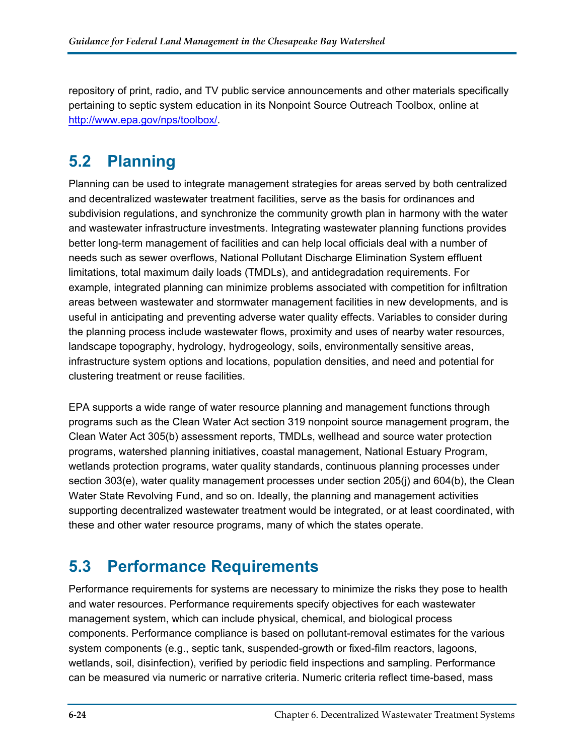repository of print, radio, and TV public service announcements and other materials specifically pertaining to septic system education in its Nonpoint Source Outreach Toolbox, online at http://www.epa.gov/nps/toolbox/.

## 5.2 Planning

Planning can be used to integrate management strategies for areas served by both centralized and decentralized wastewater treatment facilities, serve as the basis for ordinances and subdivision regulations, and synchronize the community growth plan in harmony with the water and wastewater infrastructure investments. Integrating wastewater planning functions provides better long-term management of facilities and can help local officials deal with a number of needs such as sewer overflows, National Pollutant Discharge Elimination System effluent limitations, total maximum daily loads (TMDLs), and antidegradation requirements. For example, integrated planning can minimize problems associated with competition for infiltration areas between wastewater and stormwater management facilities in new developments, and is useful in anticipating and preventing adverse water quality effects. Variables to consider during the planning process include wastewater flows, proximity and uses of nearby water resources, landscape topography, hydrology, hydrogeology, soils, environmentally sensitive areas, infrastructure system options and locations, population densities, and need and potential for clustering treatment or reuse facilities.

EPA supports a wide range of water resource planning and management functions through programs such as the Clean Water Act section 319 nonpoint source management program, the Clean Water Act 305(b) assessment reports, TMDLs, wellhead and source water protection programs, watershed planning initiatives, coastal management, National Estuary Program, wetlands protection programs, water quality standards, continuous planning processes under section 303(e), water quality management processes under section 205(j) and 604(b), the Clean Water State Revolving Fund, and so on. Ideally, the planning and management activities supporting decentralized wastewater treatment would be integrated, or at least coordinated, with these and other water resource programs, many of which the states operate.

## 5.3 Performance Requirements

Performance requirements for systems are necessary to minimize the risks they pose to health and water resources. Performance requirements specify objectives for each wastewater management system, which can include physical, chemical, and biological process components. Performance compliance is based on pollutant-removal estimates for the various system components (e.g., septic tank, suspended-growth or fixed-film reactors, lagoons, wetlands, soil, disinfection), verified by periodic field inspections and sampling. Performance can be measured via numeric or narrative criteria. Numeric criteria reflect time-based, mass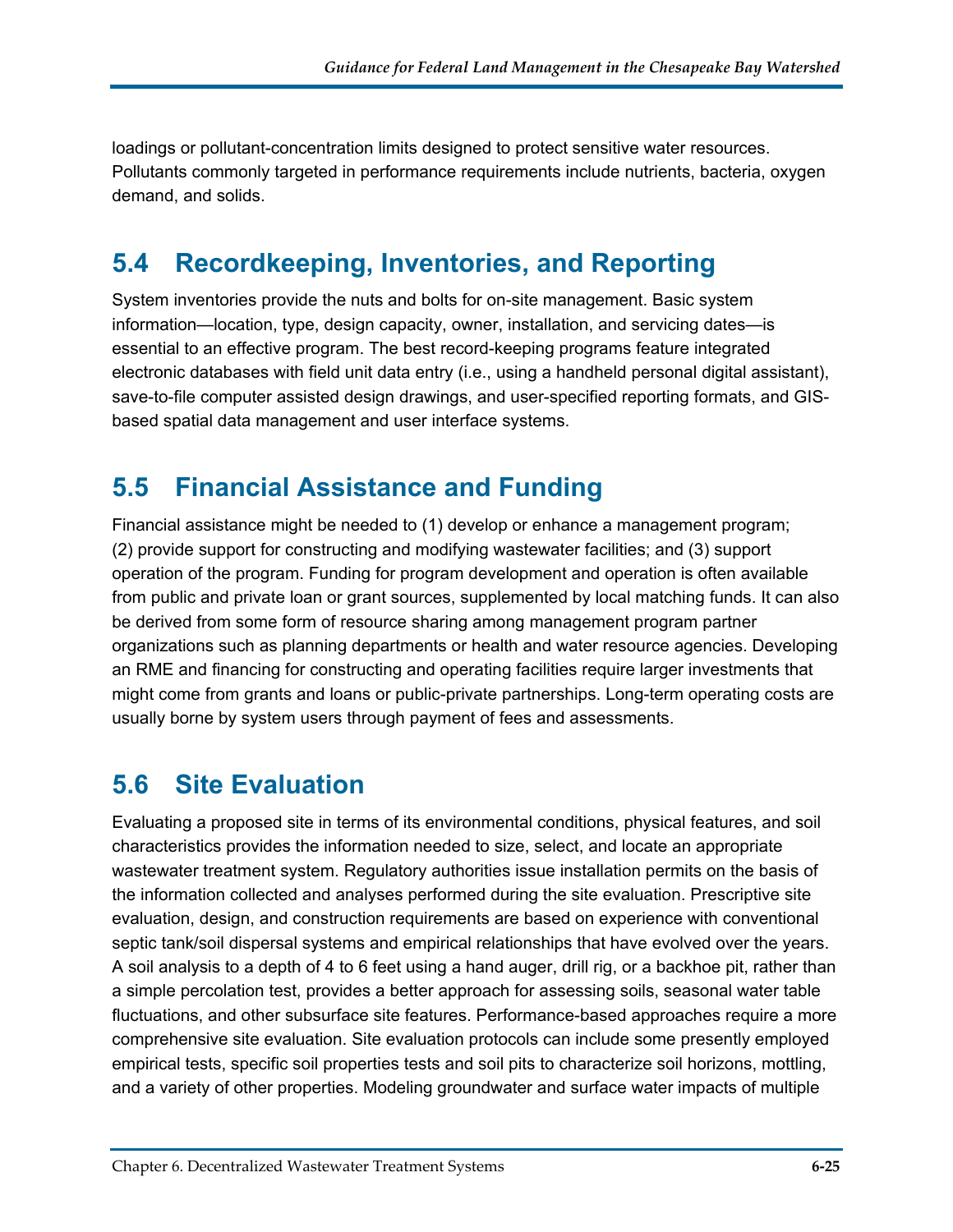loadings or pollutant-concentration limits designed to protect sensitive water resources. Pollutants commonly targeted in performance requirements include nutrients, bacteria, oxygen demand, and solids.

## 5.4 Recordkeeping, Inventories, and Reporting

System inventories provide the nuts and bolts for on-site management. Basic system information—location, type, design capacity, owner, installation, and servicing dates—is essential to an effective program. The best record-keeping programs feature integrated electronic databases with field unit data entry (i.e., using a handheld personal digital assistant), save-to-file computer assisted design drawings, and user-specified reporting formats, and GIS-based spatial data management and user interface systems.

## 5.5 Financial Assistance and Funding

Financial assistance might be needed to (1) develop or enhance a management program; (2) provide support for constructing and modifying wastewater facilities; and (3) support operation of the program. Funding for program development and operation is often available from public and private loan or grant sources, supplemented by local matching funds. It can also be derived from some form of resource sharing among management program partner organizations such as planning departments or health and water resource agencies. Developing an RME and financing for constructing and operating facilities require larger investments that might come from grants and loans or public-private partnerships. Long-term operating costs are usually borne by system users through payment of fees and assessments.

## 5.6 Site Evaluation

Evaluating a proposed site in terms of its environmental conditions, physical features, and soil characteristics provides the information needed to size, select, and locate an appropriate wastewater treatment system. Regulatory authorities issue installation permits on the basis of the information collected and analyses performed during the site evaluation. Prescriptive site evaluation, design, and construction requirements are based on experience with conventional septic tank/soil dispersal systems and empirical relationships that have evolved over the years. A soil analysis to a depth of 4 to 6 feet using a hand auger, drill rig, or a backhoe pit, rather than a simple percolation test, provides a better approach for assessing soils, seasonal water table fluctuations, and other subsurface site features. Performance-based approaches require a more comprehensive site evaluation. Site evaluation protocols can include some presently employed empirical tests, specific soil properties tests and soil pits to characterize soil horizons, mottling, and a variety of other properties. Modeling groundwater and surface water impacts of multiple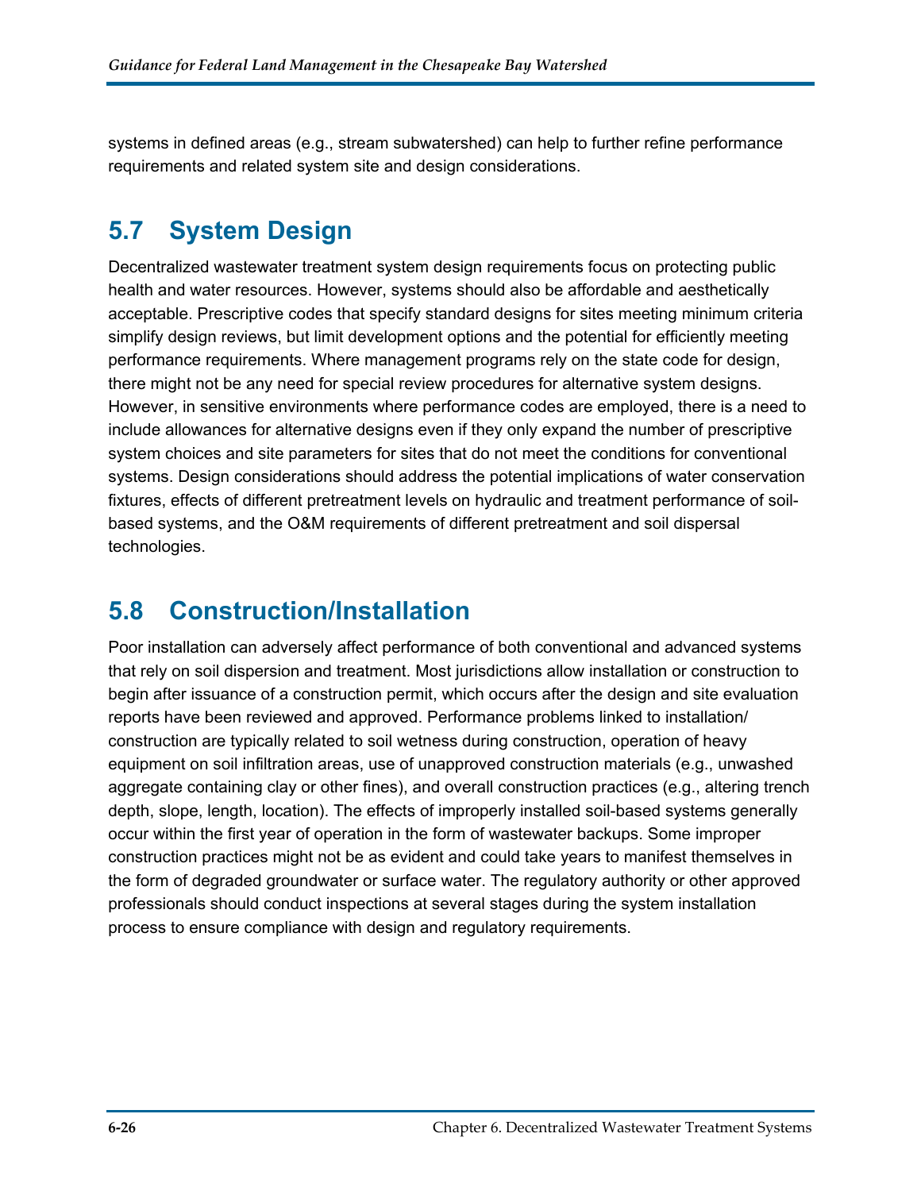systems in defined areas (e.g., stream subwatershed) can help to further refine performance requirements and related system site and design considerations.

## 5.7 System Design

Decentralized wastewater treatment system design requirements focus on protecting public health and water resources. However, systems should also be affordable and aesthetically acceptable. Prescriptive codes that specify standard designs for sites meeting minimum criteria simplify design reviews, but limit development options and the potential for efficiently meeting performance requirements. Where management programs rely on the state code for design, there might not be any need for special review procedures for alternative system designs. However, in sensitive environments where performance codes are employed, there is a need to include allowances for alternative designs even if they only expand the number of prescriptive system choices and site parameters for sites that do not meet the conditions for conventional systems. Design considerations should address the potential implications of water conservation fixtures, effects of different pretreatment levels on hydraulic and treatment performance of soil-based systems, and the O&M requirements of different pretreatment and soil dispersal technologies.

## 5.8 Construction/Installation

Poor installation can adversely affect performance of both conventional and advanced systems that rely on soil dispersion and treatment. Most jurisdictions allow installation or construction to begin after issuance of a construction permit, which occurs after the design and site evaluation reports have been reviewed and approved. Performance problems linked to installation/construction are typically related to soil wetness during construction, operation of heavy equipment on soil infiltration areas, use of unapproved construction materials (e.g., unwashed aggregate containing clay or other fines), and overall construction practices (e.g., altering trench depth, slope, length, location). The effects of improperly installed soil-based systems generally occur within the first year of operation in the form of wastewater backups. Some improper construction practices might not be as evident and could take years to manifest themselves in the form of degraded groundwater or surface water. The regulatory authority or other approved professionals should conduct inspections at several stages during the system installation process to ensure compliance with design and regulatory requirements.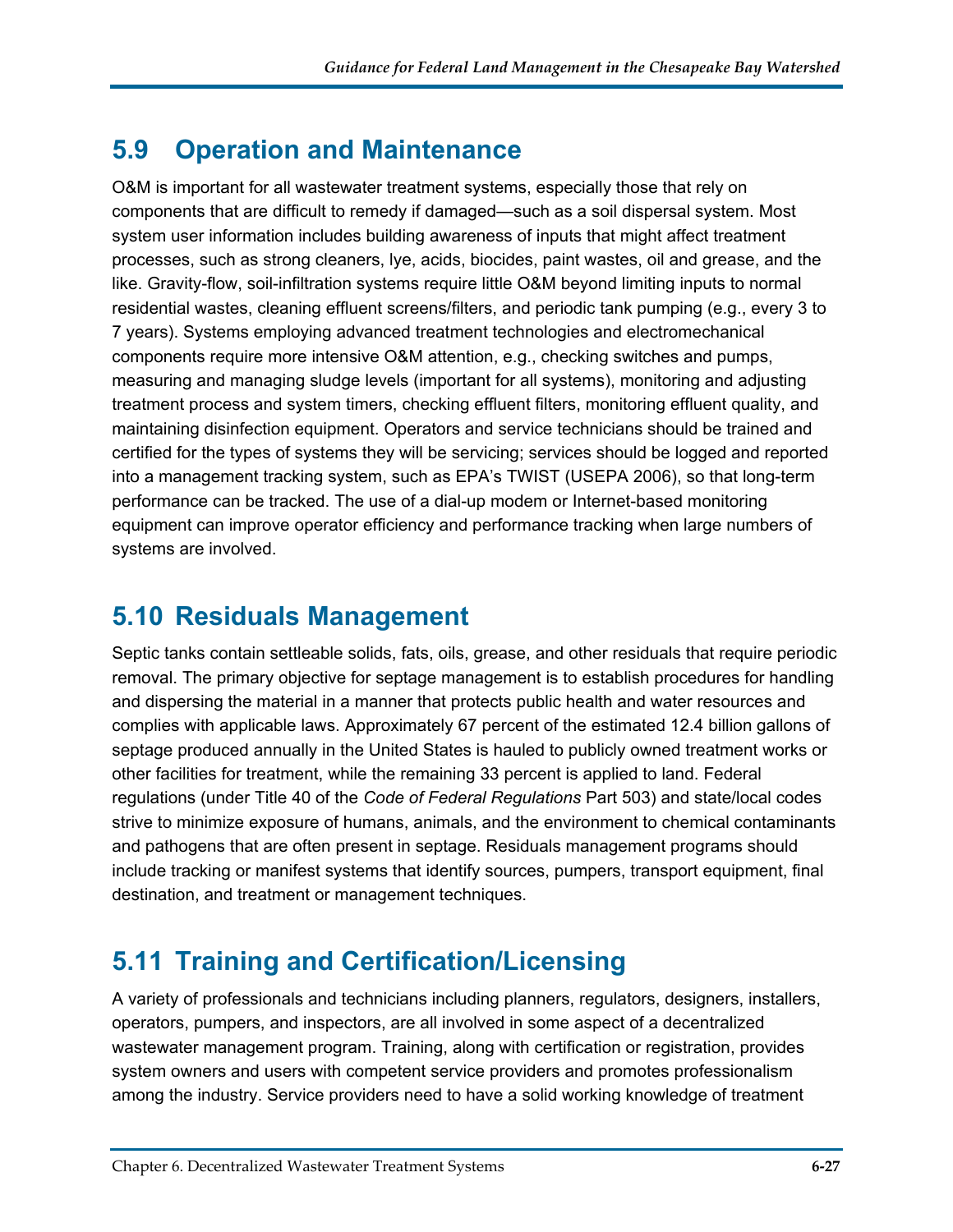## 5.9 Operation and Maintenance

O&M is important for all wastewater treatment systems, especially those that rely on components that are difficult to remedy if damaged—such as a soil dispersal system. Most system user information includes building awareness of inputs that might affect treatment processes, such as strong cleaners, lye, acids, biocides, paint wastes, oil and grease, and the like. Gravity-flow, soil-infiltration systems require little O&M beyond limiting inputs to normal residential wastes, cleaning effluent screens/filters, and periodic tank pumping (e.g., every 3 to 7 years). Systems employing advanced treatment technologies and electromechanical components require more intensive O&M attention, e.g., checking switches and pumps, measuring and managing sludge levels (important for all systems), monitoring and adjusting treatment process and system timers, checking effluent filters, monitoring effluent quality, and maintaining disinfection equipment. Operators and service technicians should be trained and certified for the types of systems they will be servicing; services should be logged and reported into a management tracking system, such as EPA's TWIST (USEPA 2006), so that long-term performance can be tracked. The use of a dial-up modem or Internet-based monitoring equipment can improve operator efficiency and performance tracking when large numbers of systems are involved.

## 5.10 Residuals Management

Septic tanks contain settleable solids, fats, oils, grease, and other residuals that require periodic removal. The primary objective for septage management is to establish procedures for handling and dispersing the material in a manner that protects public health and water resources and complies with applicable laws. Approximately 67 percent of the estimated 12.4 billion gallons of septage produced annually in the United States is hauled to publicly owned treatment works or other facilities for treatment, while the remaining 33 percent is applied to land. Federal regulations (under Title 40 of the *Code of Federal Regulations* Part 503) and state/local codes strive to minimize exposure of humans, animals, and the environment to chemical contaminants and pathogens that are often present in septage. Residuals management programs should include tracking or manifest systems that identify sources, pumpers, transport equipment, final destination, and treatment or management techniques.

## 5.11 Training and Certification/Licensing

A variety of professionals and technicians including planners, regulators, designers, installers, operators, pumpers, and inspectors, are all involved in some aspect of a decentralized wastewater management program. Training, along with certification or registration, provides system owners and users with competent service providers and promotes professionalism among the industry. Service providers need to have a solid working knowledge of treatment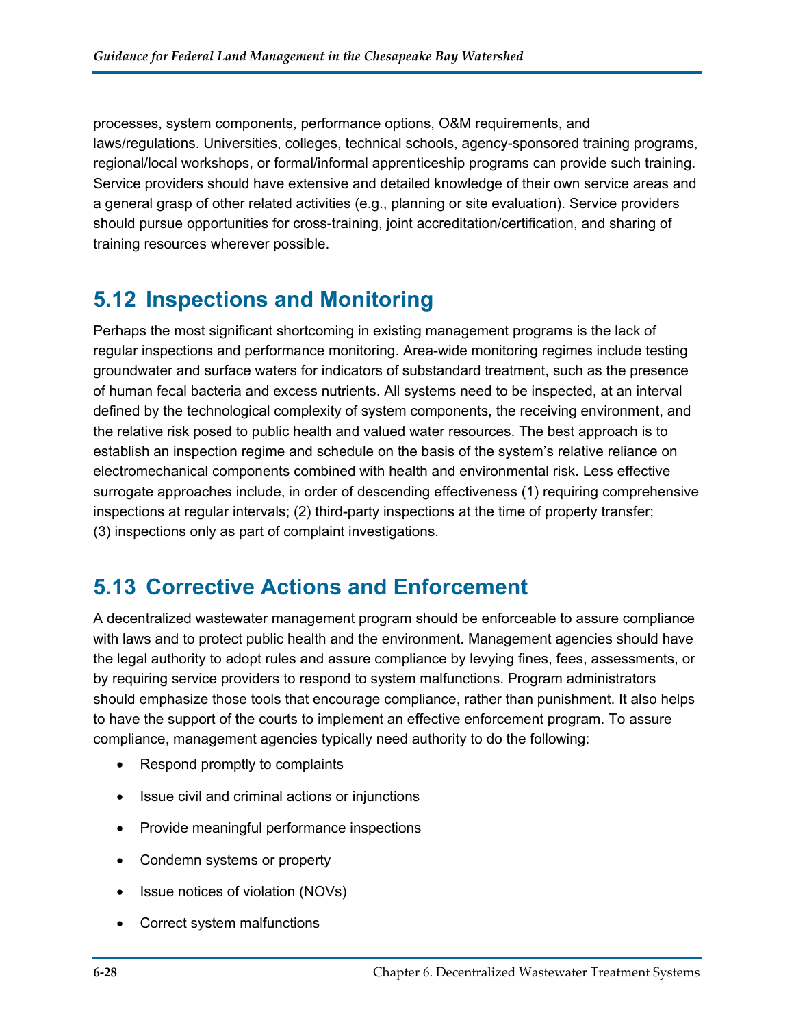processes, system components, performance options, O&M requirements, and laws/regulations. Universities, colleges, technical schools, agency-sponsored training programs, regional/local workshops, or formal/informal apprenticeship programs can provide such training. Service providers should have extensive and detailed knowledge of their own service areas and a general grasp of other related activities (e.g., planning or site evaluation). Service providers should pursue opportunities for cross-training, joint accreditation/certification, and sharing of training resources wherever possible.

## 5.12 Inspections and Monitoring

Perhaps the most significant shortcoming in existing management programs is the lack of regular inspections and performance monitoring. Area-wide monitoring regimes include testing groundwater and surface waters for indicators of substandard treatment, such as the presence of human fecal bacteria and excess nutrients. All systems need to be inspected, at an interval defined by the technological complexity of system components, the receiving environment, and the relative risk posed to public health and valued water resources. The best approach is to establish an inspection regime and schedule on the basis of the system's relative reliance on electromechanical components combined with health and environmental risk. Less effective surrogate approaches include, in order of descending effectiveness (1) requiring comprehensive inspections at regular intervals; (2) third-party inspections at the time of property transfer; (3) inspections only as part of complaint investigations.

## 5.13 Corrective Actions and Enforcement

A decentralized wastewater management program should be enforceable to assure compliance with laws and to protect public health and the environment. Management agencies should have the legal authority to adopt rules and assure compliance by levying fines, fees, assessments, or by requiring service providers to respond to system malfunctions. Program administrators should emphasize those tools that encourage compliance, rather than punishment. It also helps to have the support of the courts to implement an effective enforcement program. To assure compliance, management agencies typically need authority to do the following:

- Respond promptly to complaints
- Issue civil and criminal actions or injunctions
- Provide meaningful performance inspections
- Condemn systems or property
- Issue notices of violation (NOVs)
- Correct system malfunctions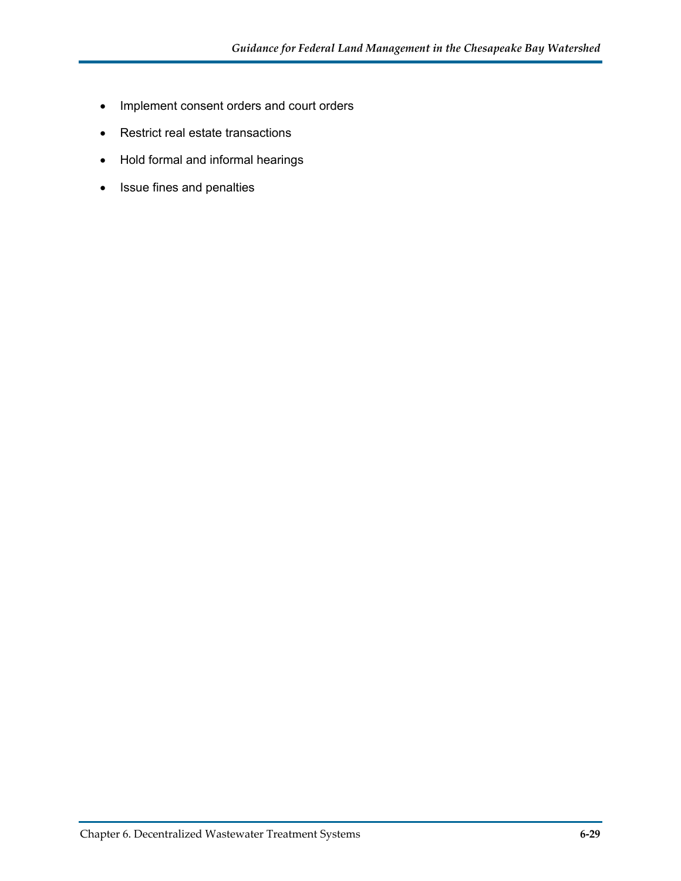- Implement consent orders and court orders
- Restrict real estate transactions
- Hold formal and informal hearings
- Issue fines and penalties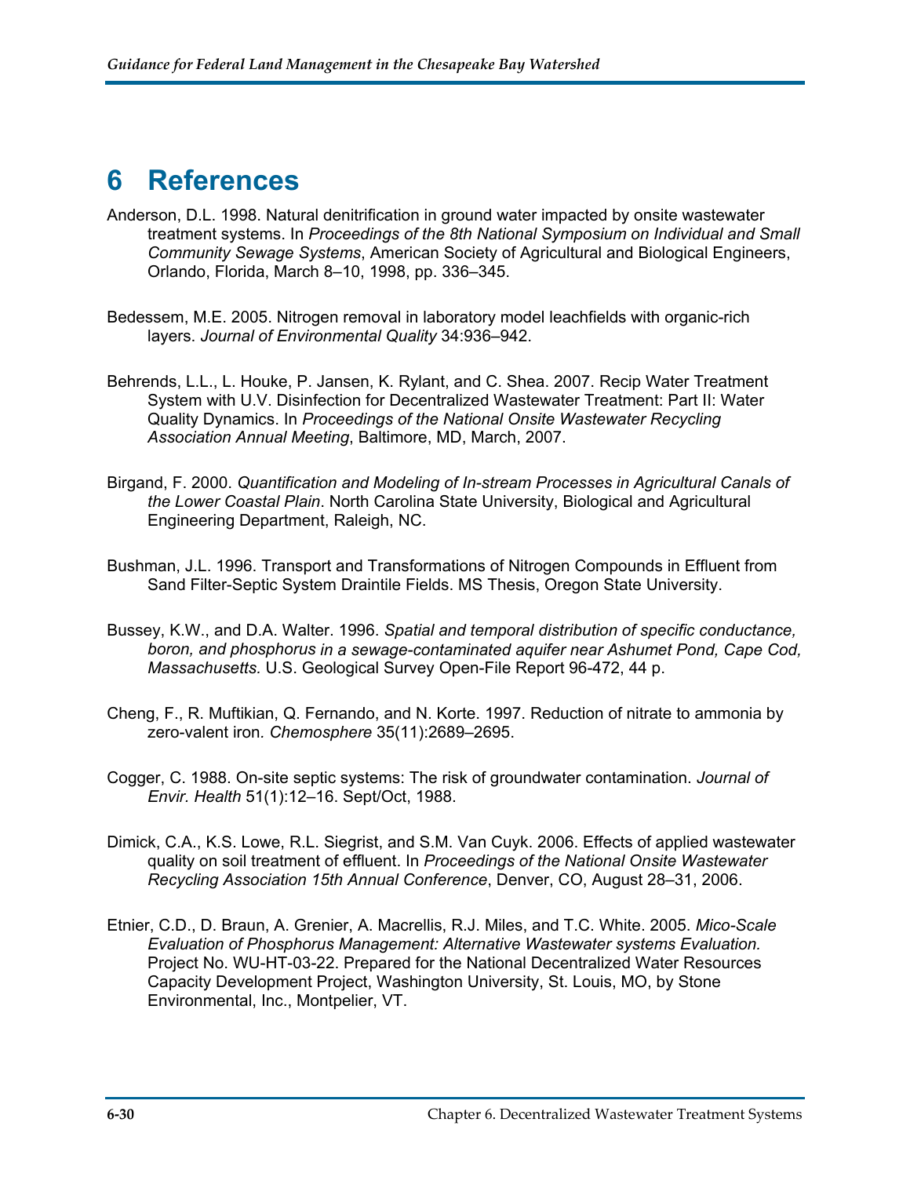# 6 References

Anderson, D.L. 1998. Natural denitrification in ground water impacted by onsite wastewater treatment systems. In *Proceedings of the 8th National Symposium on Individual and Small Community Sewage Systems*, American Society of Agricultural and Biological Engineers, Orlando, Florida, March 8–10, 1998, pp. 336–345.

Bedessem, M.E. 2005. Nitrogen removal in laboratory model leachfields with organic-rich layers. *Journal of Environmental Quality* 34:936–942.

Behrends, L.L., L. Houke, P. Jansen, K. Rylant, and C. Shea. 2007. Recip Water Treatment System with U.V. Disinfection for Decentralized Wastewater Treatment: Part II: Water Quality Dynamics. In *Proceedings of the National Onsite Wastewater Recycling Association Annual Meeting*, Baltimore, MD, March, 2007.

Birgand, F. 2000. *Quantification and Modeling of In-stream Processes in Agricultural Canals of the Lower Coastal Plain*. North Carolina State University, Biological and Agricultural Engineering Department, Raleigh, NC.

Bushman, J.L. 1996. Transport and Transformations of Nitrogen Compounds in Effluent from Sand Filter-Septic System Draintile Fields. MS Thesis, Oregon State University.

Bussey, K.W., and D.A. Walter. 1996. *Spatial and temporal distribution of specific conductance, boron, and phosphorus in a sewage-contaminated aquifer near Ashumet Pond, Cape Cod, Massachusetts.* U.S. Geological Survey Open-File Report 96-472, 44 p.

Cheng, F., R. Muftikian, Q. Fernando, and N. Korte. 1997. Reduction of nitrate to ammonia by zero-valent iron*. Chemosphere* 35(11):2689–2695.

Cogger, C. 1988. On-site septic systems: The risk of groundwater contamination. *Journal of Envir. Health* 51(1):12–16. Sept/Oct, 1988.

Dimick, C.A., K.S. Lowe, R.L. Siegrist, and S.M. Van Cuyk. 2006. Effects of applied wastewater quality on soil treatment of effluent. In *Proceedings of the National Onsite Wastewater Recycling Association 15th Annual Conference*, Denver, CO, August 28–31, 2006.

Etnier, C.D., D. Braun, A. Grenier, A. Macrellis, R.J. Miles, and T.C. White. 2005. *Mico-Scale Evaluation of Phosphorus Management: Alternative Wastewater systems Evaluation.* Project No. WU-HT-03-22. Prepared for the National Decentralized Water Resources Capacity Development Project, Washington University, St. Louis, MO, by Stone Environmental, Inc., Montpelier, VT.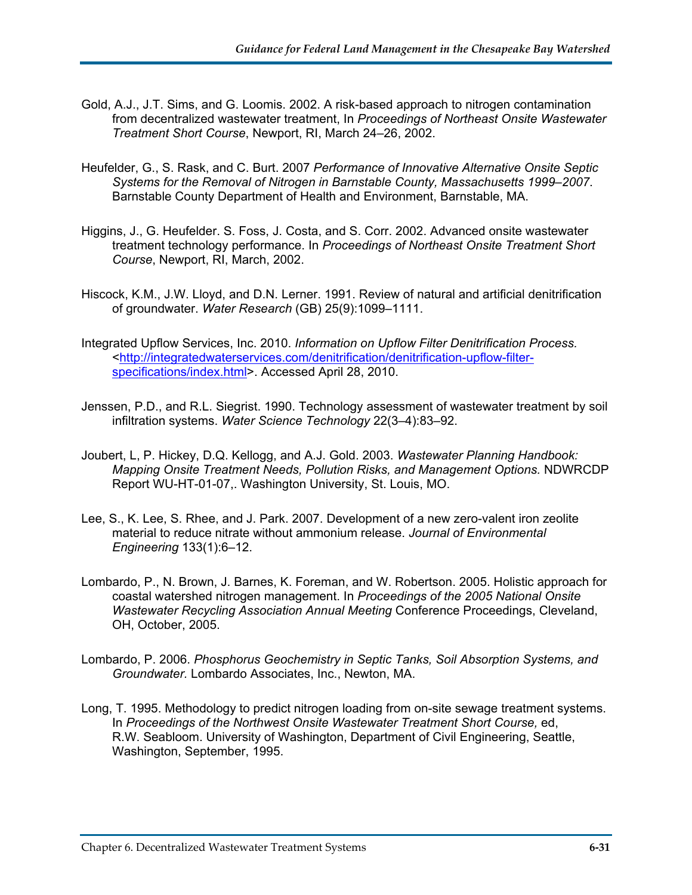Gold, A.J., J.T. Sims, and G. Loomis. 2002. A risk-based approach to nitrogen contamination from decentralized wastewater treatment, In *Proceedings of Northeast Onsite Wastewater Treatment Short Course*, Newport, RI, March 24–26, 2002.

Heufelder, G., S. Rask, and C. Burt. 2007 *Performance of Innovative Alternative Onsite Septic Systems for the Removal of Nitrogen in Barnstable County, Massachusetts 1999–2007*. Barnstable County Department of Health and Environment, Barnstable, MA.

Higgins, J., G. Heufelder. S. Foss, J. Costa, and S. Corr. 2002. Advanced onsite wastewater treatment technology performance. In *Proceedings of Northeast Onsite Treatment Short Course*, Newport, RI, March, 2002.

Hiscock, K.M., J.W. Lloyd, and D.N. Lerner. 1991. Review of natural and artificial denitrification of groundwater. *Water Research* (GB) 25(9):1099–1111.

Integrated Upflow Services, Inc. 2010. *Information on Upflow Filter Denitrification Process.* <http://integratedwaterservices.com/denitrification/denitrification-upflow-filter-specifications/index.html>. Accessed April 28, 2010.

Jenssen, P.D., and R.L. Siegrist. 1990. Technology assessment of wastewater treatment by soil infiltration systems. *Water Science Technology* 22(3–4):83–92.

Joubert, L, P. Hickey, D.Q. Kellogg, and A.J. Gold. 2003. *Wastewater Planning Handbook: Mapping Onsite Treatment Needs, Pollution Risks, and Management Options.* NDWRCDP Report WU-HT-01-07,. Washington University, St. Louis, MO.

Lee, S., K. Lee, S. Rhee, and J. Park. 2007. Development of a new zero-valent iron zeolite material to reduce nitrate without ammonium release. *Journal of Environmental Engineering* 133(1):6–12.

Lombardo, P., N. Brown, J. Barnes, K. Foreman, and W. Robertson. 2005. Holistic approach for coastal watershed nitrogen management. In *Proceedings of the 2005 National Onsite Wastewater Recycling Association Annual Meeting* Conference Proceedings, Cleveland, OH, October, 2005.

Lombardo, P. 2006. *Phosphorus Geochemistry in Septic Tanks, Soil Absorption Systems, and Groundwater.* Lombardo Associates, Inc., Newton, MA.

Long, T. 1995. Methodology to predict nitrogen loading from on-site sewage treatment systems. In *Proceedings of the Northwest Onsite Wastewater Treatment Short Course,* ed, R.W. Seabloom. University of Washington, Department of Civil Engineering, Seattle, Washington, September, 1995.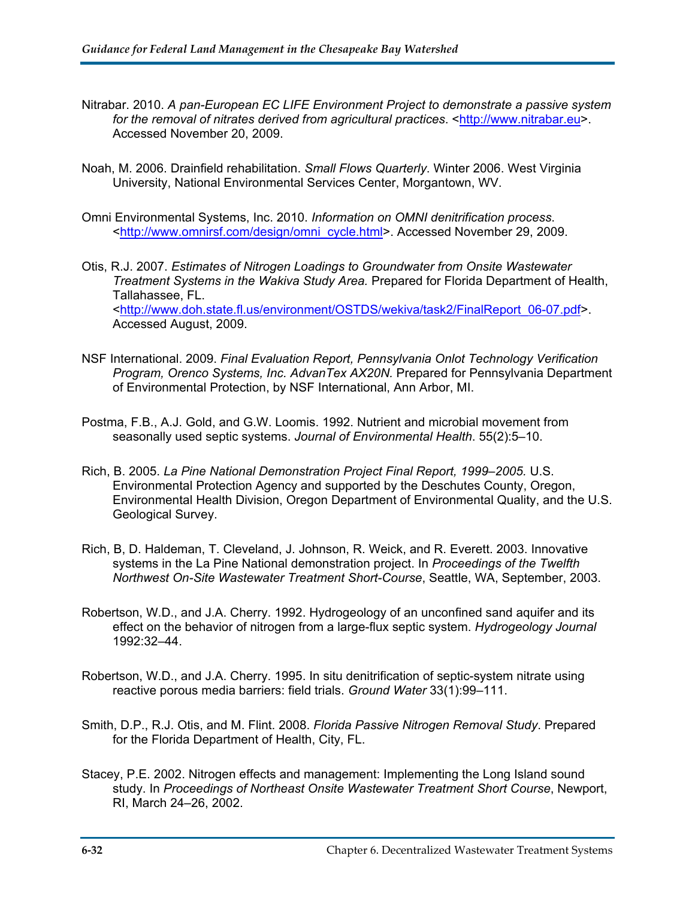Nitrabar. 2010. *A pan-European EC LIFE Environment Project to demonstrate a passive system for the removal of nitrates derived from agricultural practices*. <http://www.nitrabar.eu>. Accessed November 20, 2009.

Noah, M. 2006. Drainfield rehabilitation. *Small Flows Quarterly*. Winter 2006. West Virginia University, National Environmental Services Center, Morgantown, WV.

Omni Environmental Systems, Inc. 2010. *Information on OMNI denitrification process*. <http://www.omnirsf.com/design/omni_cycle.html>. Accessed November 29, 2009.

Otis, R.J. 2007. *Estimates of Nitrogen Loadings to Groundwater from Onsite Wastewater Treatment Systems in the Wakiva Study Area.* Prepared for Florida Department of Health, Tallahassee, FL. <http://www.doh.state.fl.us/environment/OSTDS/wekiva/task2/FinalReport_06-07.pdf>. Accessed August, 2009.

NSF International. 2009. *Final Evaluation Report, Pennsylvania Onlot Technology Verification Program, Orenco Systems, Inc. AdvanTex AX20N.* Prepared for Pennsylvania Department of Environmental Protection, by NSF International, Ann Arbor, MI.

Postma, F.B., A.J. Gold, and G.W. Loomis. 1992. Nutrient and microbial movement from seasonally used septic systems. *Journal of Environmental Health*. 55(2):5–10.

Rich, B. 2005. *La Pine National Demonstration Project Final Report, 1999–2005.* U.S. Environmental Protection Agency and supported by the Deschutes County, Oregon, Environmental Health Division, Oregon Department of Environmental Quality, and the U.S. Geological Survey.

Rich, B, D. Haldeman, T. Cleveland, J. Johnson, R. Weick, and R. Everett. 2003. Innovative systems in the La Pine National demonstration project. In *Proceedings of the Twelfth Northwest On-Site Wastewater Treatment Short-Course*, Seattle, WA, September, 2003.

Robertson, W.D., and J.A. Cherry. 1992. Hydrogeology of an unconfined sand aquifer and its effect on the behavior of nitrogen from a large-flux septic system. *Hydrogeology Journal* 1992:32–44.

Robertson, W.D., and J.A. Cherry. 1995. In situ denitrification of septic-system nitrate using reactive porous media barriers: field trials. *Ground Water* 33(1):99–111.

Smith, D.P., R.J. Otis, and M. Flint. 2008. *Florida Passive Nitrogen Removal Study*. Prepared for the Florida Department of Health, City, FL.

Stacey, P.E. 2002. Nitrogen effects and management: Implementing the Long Island sound study. In *Proceedings of Northeast Onsite Wastewater Treatment Short Course*, Newport, RI, March 24–26, 2002.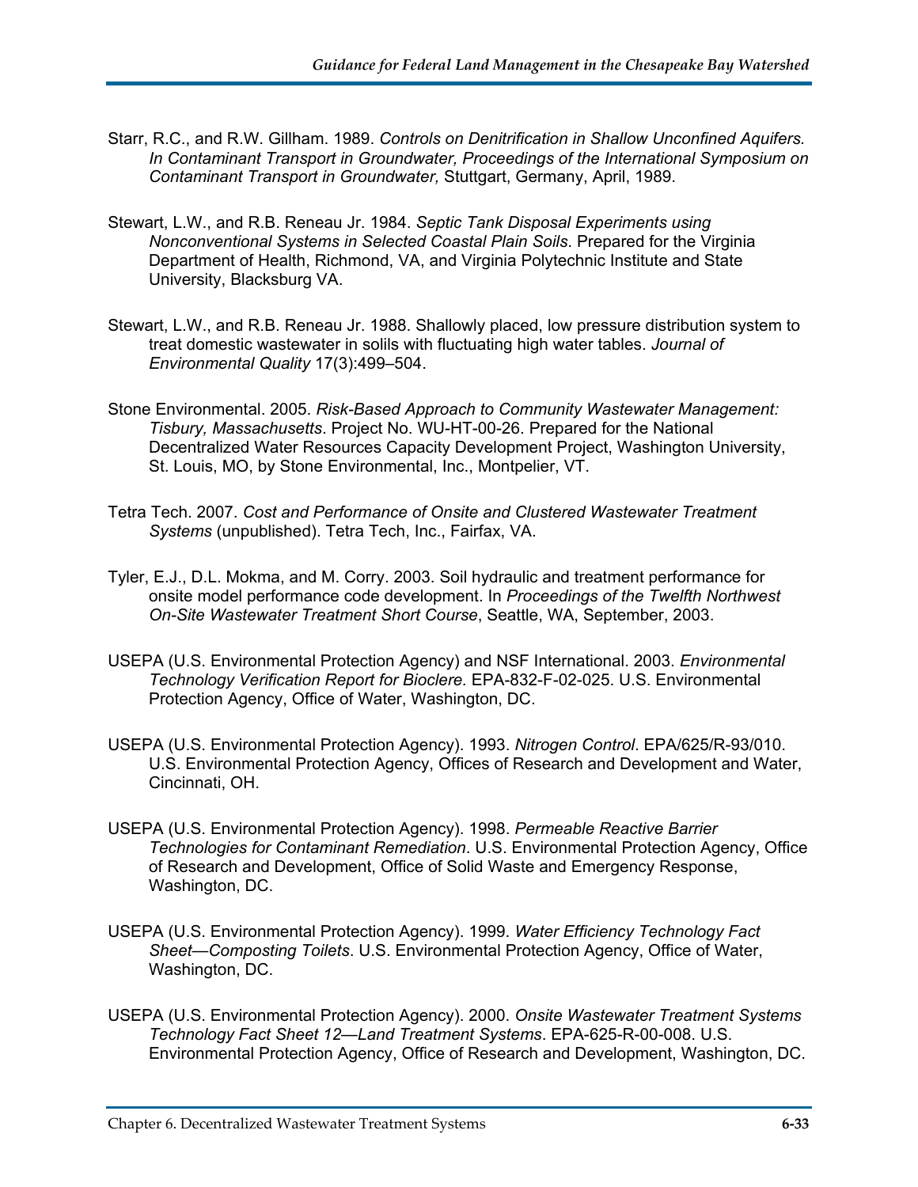Starr, R.C., and R.W. Gillham. 1989. *Controls on Denitrification in Shallow Unconfined Aquifers. In Contaminant Transport in Groundwater, Proceedings of the International Symposium on Contaminant Transport in Groundwater,* Stuttgart, Germany, April, 1989.

Stewart, L.W., and R.B. Reneau Jr. 1984. *Septic Tank Disposal Experiments using Nonconventional Systems in Selected Coastal Plain Soils*. Prepared for the Virginia Department of Health, Richmond, VA, and Virginia Polytechnic Institute and State University, Blacksburg VA.

Stewart, L.W., and R.B. Reneau Jr. 1988. Shallowly placed, low pressure distribution system to treat domestic wastewater in solils with fluctuating high water tables. *Journal of Environmental Quality* 17(3):499–504.

Stone Environmental. 2005. *Risk-Based Approach to Community Wastewater Management: Tisbury, Massachusetts*. Project No. WU-HT-00-26. Prepared for the National Decentralized Water Resources Capacity Development Project, Washington University, St. Louis, MO, by Stone Environmental, Inc., Montpelier, VT.

Tetra Tech. 2007. *Cost and Performance of Onsite and Clustered Wastewater Treatment Systems* (unpublished). Tetra Tech, Inc., Fairfax, VA.

Tyler, E.J., D.L. Mokma, and M. Corry. 2003. Soil hydraulic and treatment performance for onsite model performance code development. In *Proceedings of the Twelfth Northwest On-Site Wastewater Treatment Short Course*, Seattle, WA, September, 2003.

USEPA (U.S. Environmental Protection Agency) and NSF International. 2003. *Environmental Technology Verification Report for Bioclere.* EPA-832-F-02-025. U.S. Environmental Protection Agency, Office of Water, Washington, DC.

USEPA (U.S. Environmental Protection Agency). 1993. *Nitrogen Control*. EPA/625/R-93/010. U.S. Environmental Protection Agency, Offices of Research and Development and Water, Cincinnati, OH.

USEPA (U.S. Environmental Protection Agency). 1998. *Permeable Reactive Barrier Technologies for Contaminant Remediation*. U.S. Environmental Protection Agency, Office of Research and Development, Office of Solid Waste and Emergency Response, Washington, DC.

USEPA (U.S. Environmental Protection Agency). 1999. *Water Efficiency Technology Fact Sheet—Composting Toilets*. U.S. Environmental Protection Agency, Office of Water, Washington, DC.

USEPA (U.S. Environmental Protection Agency). 2000. *Onsite Wastewater Treatment Systems Technology Fact Sheet 12—Land Treatment Systems*. EPA-625-R-00-008. U.S. Environmental Protection Agency, Office of Research and Development, Washington, DC.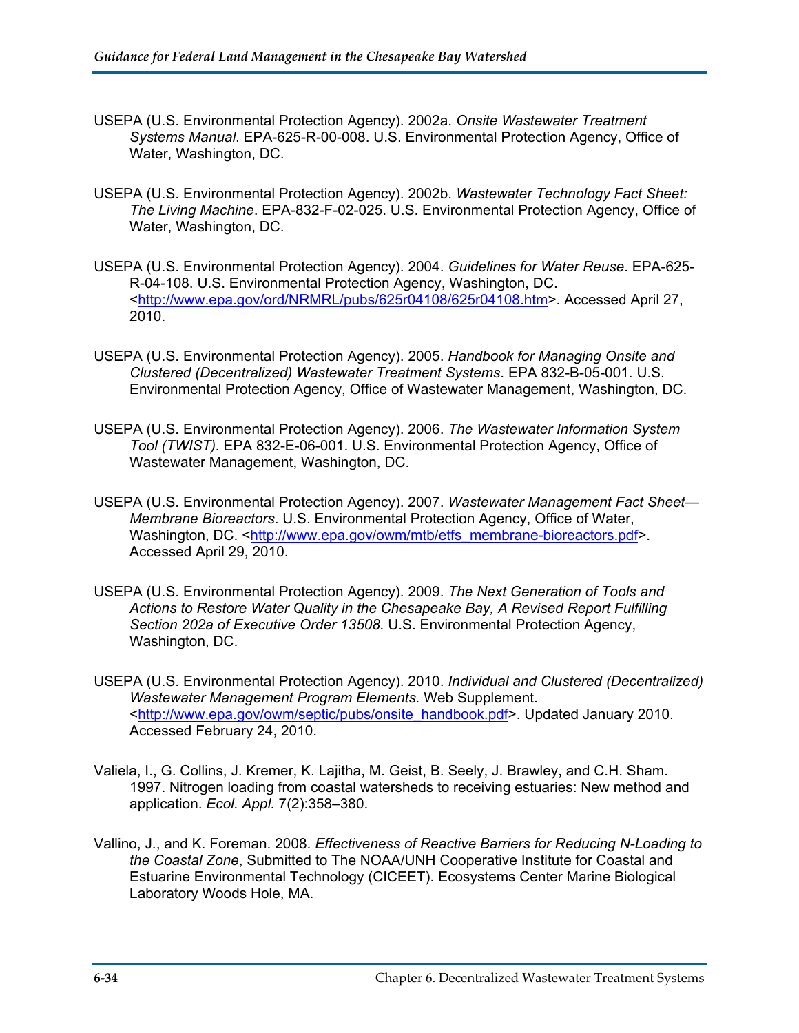USEPA (U.S. Environmental Protection Agency). 2002a. *Onsite Wastewater Treatment Systems Manual*. EPA-625-R-00-008. U.S. Environmental Protection Agency, Office of Water, Washington, DC.

USEPA (U.S. Environmental Protection Agency). 2002b. *Wastewater Technology Fact Sheet: The Living Machine*. EPA-832-F-02-025. U.S. Environmental Protection Agency, Office of Water, Washington, DC.

USEPA (U.S. Environmental Protection Agency). 2004. *Guidelines for Water Reuse*. EPA-625-R-04-108. U.S. Environmental Protection Agency, Washington, DC. <http://www.epa.gov/ord/NRMRL/pubs/625r04108/625r04108.htm>. Accessed April 27, 2010.

USEPA (U.S. Environmental Protection Agency). 2005. *Handbook for Managing Onsite and Clustered (Decentralized) Wastewater Treatment Systems*. EPA 832-B-05-001. U.S. Environmental Protection Agency, Office of Wastewater Management, Washington, DC.

USEPA (U.S. Environmental Protection Agency). 2006. *The Wastewater Information System Tool (TWIST).* EPA 832-E-06-001. U.S. Environmental Protection Agency, Office of Wastewater Management, Washington, DC.

USEPA (U.S. Environmental Protection Agency). 2007. *Wastewater Management Fact Sheet—Membrane Bioreactors*. U.S. Environmental Protection Agency, Office of Water, Washington, DC. <http://www.epa.gov/owm/mtb/etfs_membrane-bioreactors.pdf>. Accessed April 29, 2010.

USEPA (U.S. Environmental Protection Agency). 2009. *The Next Generation of Tools and Actions to Restore Water Quality in the Chesapeake Bay, A Revised Report Fulfilling Section 202a of Executive Order 13508.* U.S. Environmental Protection Agency, Washington, DC.

USEPA (U.S. Environmental Protection Agency). 2010. *Individual and Clustered (Decentralized) Wastewater Management Program Elements.* Web Supplement. <http://www.epa.gov/owm/septic/pubs/onsite_handbook.pdf>. Updated January 2010. Accessed February 24, 2010.

Valiela, I., G. Collins, J. Kremer, K. Lajitha, M. Geist, B. Seely, J. Brawley, and C.H. Sham. 1997. Nitrogen loading from coastal watersheds to receiving estuaries: New method and application. *Ecol. Appl.* 7(2):358–380.

Vallino, J., and K. Foreman. 2008. *Effectiveness of Reactive Barriers for Reducing N-Loading to the Coastal Zone*, Submitted to The NOAA/UNH Cooperative Institute for Coastal and Estuarine Environmental Technology (CICEET). Ecosystems Center Marine Biological Laboratory Woods Hole, MA.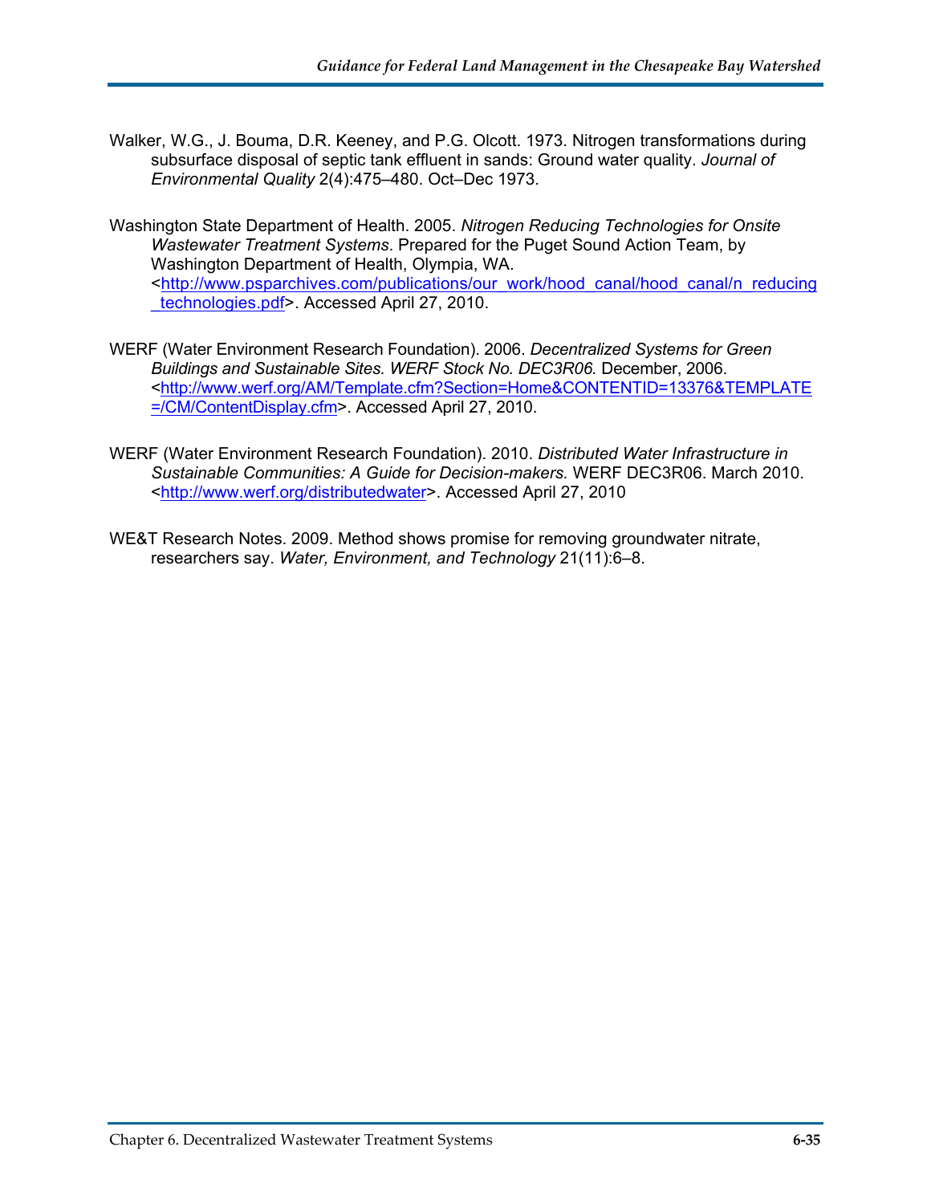Walker, W.G., J. Bouma, D.R. Keeney, and P.G. Olcott. 1973. Nitrogen transformations during subsurface disposal of septic tank effluent in sands: Ground water quality. *Journal of Environmental Quality* 2(4):475–480. Oct–Dec 1973.

Washington State Department of Health. 2005. *Nitrogen Reducing Technologies for Onsite Wastewater Treatment Systems*. Prepared for the Puget Sound Action Team, by Washington Department of Health, Olympia, WA. <http://www.psparchives.com/publications/our_work/hood_canal/hood_canal/n_reducing_technologies.pdf>. Accessed April 27, 2010.

WERF (Water Environment Research Foundation). 2006. *Decentralized Systems for Green Buildings and Sustainable Sites. WERF Stock No. DEC3R06.* December, 2006. <http://www.werf.org/AM/Template.cfm?Section=Home&CONTENTID=13376&TEMPLATE=/CM/ContentDisplay.cfm>. Accessed April 27, 2010.

WERF (Water Environment Research Foundation). 2010. *Distributed Water Infrastructure in Sustainable Communities: A Guide for Decision-makers.* WERF DEC3R06. March 2010. <http://www.werf.org/distributedwater>. Accessed April 27, 2010

WE&T Research Notes. 2009. Method shows promise for removing groundwater nitrate, researchers say. *Water, Environment, and Technology* 21(11):6–8.